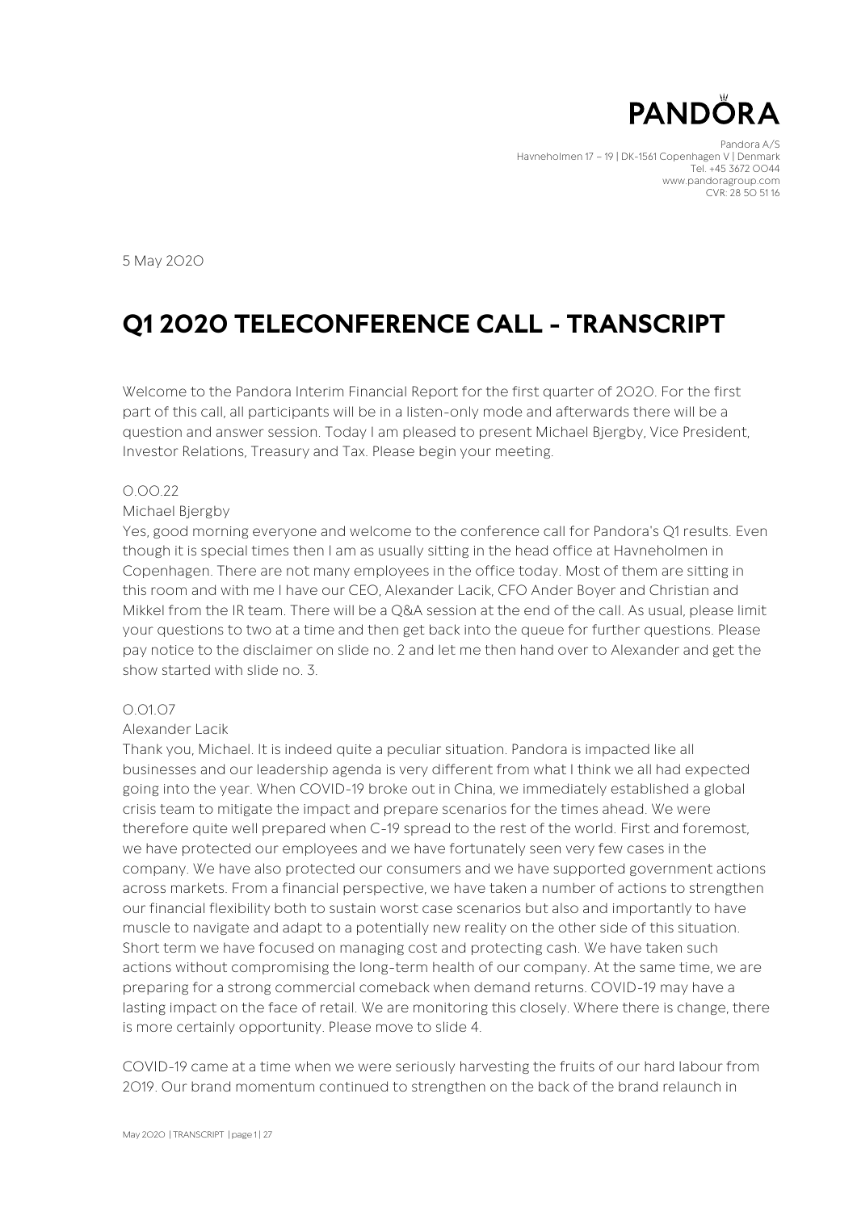PANDORA

Pandora A/S
Havneholmen 17 – 19 | DK-1561 Copenhagen V | Denmark
Tel. +45 3672 0044
www.pandoragroup.com
CVR: 28 50 51 16

5 May 2020

# Q1 2020 TELECONFERENCE CALL - TRANSCRIPT

Welcome to the Pandora Interim Financial Report for the first quarter of 2020. For the first part of this call, all participants will be in a listen-only mode and afterwards there will be a question and answer session. Today I am pleased to present Michael Bjergby, Vice President, Investor Relations, Treasury and Tax. Please begin your meeting.

0.00.22

Michael Bjergby

Yes, good morning everyone and welcome to the conference call for Pandora's Q1 results. Even though it is special times then I am as usually sitting in the head office at Havneholmen in Copenhagen. There are not many employees in the office today. Most of them are sitting in this room and with me I have our CEO, Alexander Lacik, CFO Ander Boyer and Christian and Mikkel from the IR team. There will be a Q&A session at the end of the call. As usual, please limit your questions to two at a time and then get back into the queue for further questions. Please pay notice to the disclaimer on slide no. 2 and let me then hand over to Alexander and get the show started with slide no. 3.

0.01.07

Alexander Lacik

Thank you, Michael. It is indeed quite a peculiar situation. Pandora is impacted like all businesses and our leadership agenda is very different from what I think we all had expected going into the year. When COVID-19 broke out in China, we immediately established a global crisis team to mitigate the impact and prepare scenarios for the times ahead. We were therefore quite well prepared when C-19 spread to the rest of the world. First and foremost, we have protected our employees and we have fortunately seen very few cases in the company. We have also protected our consumers and we have supported government actions across markets. From a financial perspective, we have taken a number of actions to strengthen our financial flexibility both to sustain worst case scenarios but also and importantly to have muscle to navigate and adapt to a potentially new reality on the other side of this situation. Short term we have focused on managing cost and protecting cash. We have taken such actions without compromising the long-term health of our company. At the same time, we are preparing for a strong commercial comeback when demand returns. COVID-19 may have a lasting impact on the face of retail. We are monitoring this closely. Where there is change, there is more certainly opportunity. Please move to slide 4.

COVID-19 came at a time when we were seriously harvesting the fruits of our hard labour from 2019. Our brand momentum continued to strengthen on the back of the brand relaunch in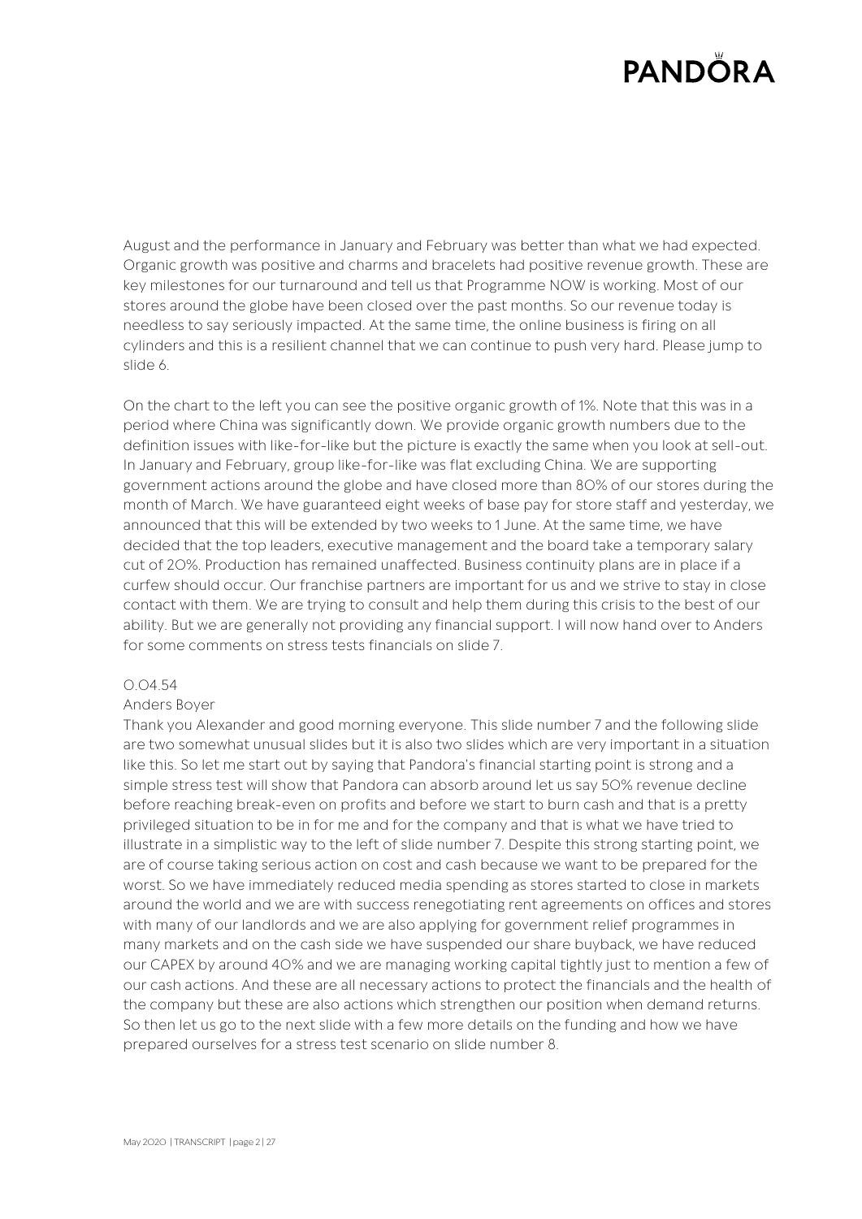August and the performance in January and February was better than what we had expected. Organic growth was positive and charms and bracelets had positive revenue growth. These are key milestones for our turnaround and tell us that Programme NOW is working. Most of our stores around the globe have been closed over the past months. So our revenue today is needless to say seriously impacted. At the same time, the online business is firing on all cylinders and this is a resilient channel that we can continue to push very hard. Please jump to slide 6.

On the chart to the left you can see the positive organic growth of 1%. Note that this was in a period where China was significantly down. We provide organic growth numbers due to the definition issues with like-for-like but the picture is exactly the same when you look at sell-out. In January and February, group like-for-like was flat excluding China. We are supporting government actions around the globe and have closed more than 80% of our stores during the month of March. We have guaranteed eight weeks of base pay for store staff and yesterday, we announced that this will be extended by two weeks to 1 June. At the same time, we have decided that the top leaders, executive management and the board take a temporary salary cut of 20%. Production has remained unaffected. Business continuity plans are in place if a curfew should occur. Our franchise partners are important for us and we strive to stay in close contact with them. We are trying to consult and help them during this crisis to the best of our ability. But we are generally not providing any financial support. I will now hand over to Anders for some comments on stress tests financials on slide 7.

0.04.54

Anders Boyer

Thank you Alexander and good morning everyone. This slide number 7 and the following slide are two somewhat unusual slides but it is also two slides which are very important in a situation like this. So let me start out by saying that Pandora's financial starting point is strong and a simple stress test will show that Pandora can absorb around let us say 50% revenue decline before reaching break-even on profits and before we start to burn cash and that is a pretty privileged situation to be in for me and for the company and that is what we have tried to illustrate in a simplistic way to the left of slide number 7. Despite this strong starting point, we are of course taking serious action on cost and cash because we want to be prepared for the worst. So we have immediately reduced media spending as stores started to close in markets around the world and we are with success renegotiating rent agreements on offices and stores with many of our landlords and we are also applying for government relief programmes in many markets and on the cash side we have suspended our share buyback, we have reduced our CAPEX by around 40% and we are managing working capital tightly just to mention a few of our cash actions. And these are all necessary actions to protect the financials and the health of the company but these are also actions which strengthen our position when demand returns. So then let us go to the next slide with a few more details on the funding and how we have prepared ourselves for a stress test scenario on slide number 8.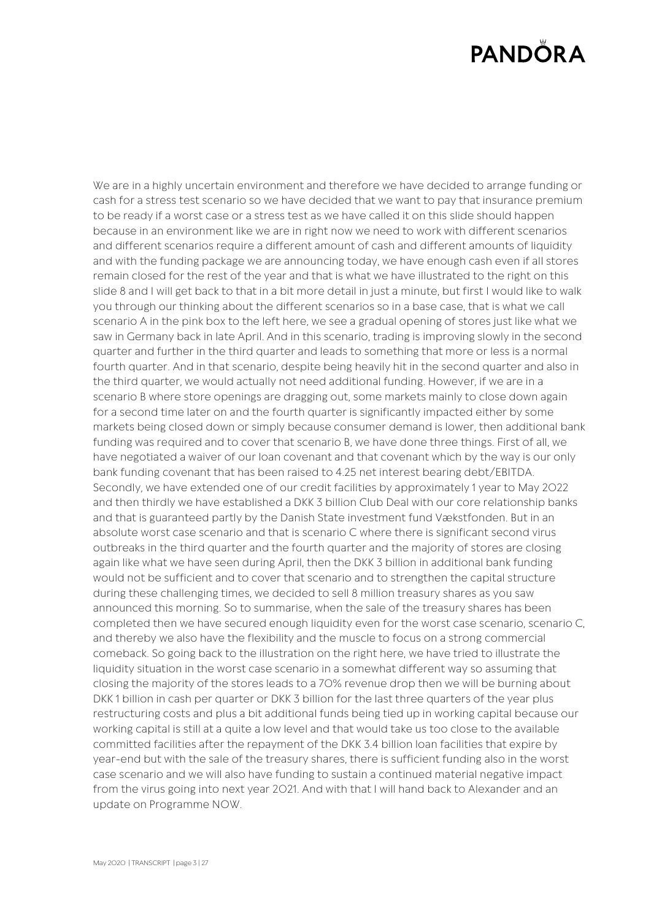We are in a highly uncertain environment and therefore we have decided to arrange funding or cash for a stress test scenario so we have decided that we want to pay that insurance premium to be ready if a worst case or a stress test as we have called it on this slide should happen because in an environment like we are in right now we need to work with different scenarios and different scenarios require a different amount of cash and different amounts of liquidity and with the funding package we are announcing today, we have enough cash even if all stores remain closed for the rest of the year and that is what we have illustrated to the right on this slide 8 and I will get back to that in a bit more detail in just a minute, but first I would like to walk you through our thinking about the different scenarios so in a base case, that is what we call scenario A in the pink box to the left here, we see a gradual opening of stores just like what we saw in Germany back in late April. And in this scenario, trading is improving slowly in the second quarter and further in the third quarter and leads to something that more or less is a normal fourth quarter. And in that scenario, despite being heavily hit in the second quarter and also in the third quarter, we would actually not need additional funding. However, if we are in a scenario B where store openings are dragging out, some markets mainly to close down again for a second time later on and the fourth quarter is significantly impacted either by some markets being closed down or simply because consumer demand is lower, then additional bank funding was required and to cover that scenario B, we have done three things. First of all, we have negotiated a waiver of our loan covenant and that covenant which by the way is our only bank funding covenant that has been raised to 4.25 net interest bearing debt/EBITDA. Secondly, we have extended one of our credit facilities by approximately 1 year to May 2022 and then thirdly we have established a DKK 3 billion Club Deal with our core relationship banks and that is guaranteed partly by the Danish State investment fund Vækstfonden. But in an absolute worst case scenario and that is scenario C where there is significant second virus outbreaks in the third quarter and the fourth quarter and the majority of stores are closing again like what we have seen during April, then the DKK 3 billion in additional bank funding would not be sufficient and to cover that scenario and to strengthen the capital structure during these challenging times, we decided to sell 8 million treasury shares as you saw announced this morning. So to summarise, when the sale of the treasury shares has been completed then we have secured enough liquidity even for the worst case scenario, scenario C, and thereby we also have the flexibility and the muscle to focus on a strong commercial comeback. So going back to the illustration on the right here, we have tried to illustrate the liquidity situation in the worst case scenario in a somewhat different way so assuming that closing the majority of the stores leads to a 70% revenue drop then we will be burning about DKK 1 billion in cash per quarter or DKK 3 billion for the last three quarters of the year plus restructuring costs and plus a bit additional funds being tied up in working capital because our working capital is still at a quite a low level and that would take us too close to the available committed facilities after the repayment of the DKK 3.4 billion loan facilities that expire by year-end but with the sale of the treasury shares, there is sufficient funding also in the worst case scenario and we will also have funding to sustain a continued material negative impact from the virus going into next year 2021. And with that I will hand back to Alexander and an update on Programme NOW.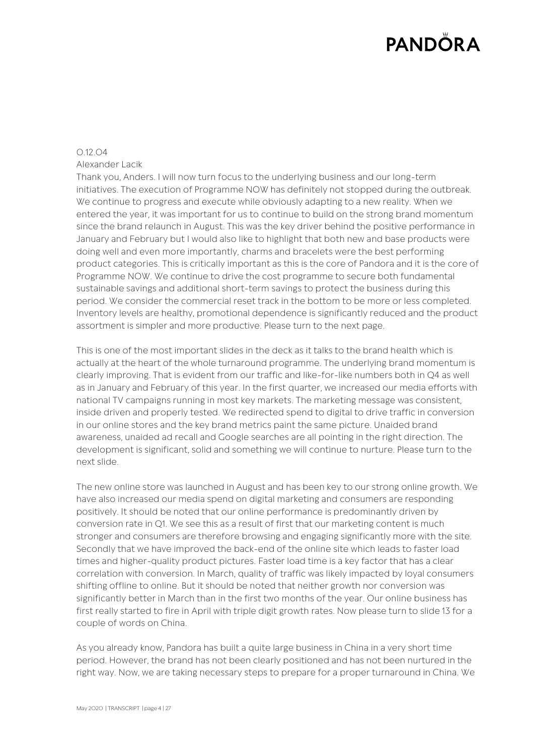0.12.04

Alexander Lacik

Thank you, Anders. I will now turn focus to the underlying business and our long-term initiatives. The execution of Programme NOW has definitely not stopped during the outbreak. We continue to progress and execute while obviously adapting to a new reality. When we entered the year, it was important for us to continue to build on the strong brand momentum since the brand relaunch in August. This was the key driver behind the positive performance in January and February but I would also like to highlight that both new and base products were doing well and even more importantly, charms and bracelets were the best performing product categories. This is critically important as this is the core of Pandora and it is the core of Programme NOW. We continue to drive the cost programme to secure both fundamental sustainable savings and additional short-term savings to protect the business during this period. We consider the commercial reset track in the bottom to be more or less completed. Inventory levels are healthy, promotional dependence is significantly reduced and the product assortment is simpler and more productive. Please turn to the next page.

This is one of the most important slides in the deck as it talks to the brand health which is actually at the heart of the whole turnaround programme. The underlying brand momentum is clearly improving. That is evident from our traffic and like-for-like numbers both in Q4 as well as in January and February of this year. In the first quarter, we increased our media efforts with national TV campaigns running in most key markets. The marketing message was consistent, inside driven and properly tested. We redirected spend to digital to drive traffic in conversion in our online stores and the key brand metrics paint the same picture. Unaided brand awareness, unaided ad recall and Google searches are all pointing in the right direction. The development is significant, solid and something we will continue to nurture. Please turn to the next slide.

The new online store was launched in August and has been key to our strong online growth. We have also increased our media spend on digital marketing and consumers are responding positively. It should be noted that our online performance is predominantly driven by conversion rate in Q1. We see this as a result of first that our marketing content is much stronger and consumers are therefore browsing and engaging significantly more with the site. Secondly that we have improved the back-end of the online site which leads to faster load times and higher-quality product pictures. Faster load time is a key factor that has a clear correlation with conversion. In March, quality of traffic was likely impacted by loyal consumers shifting offline to online. But it should be noted that neither growth nor conversion was significantly better in March than in the first two months of the year. Our online business has first really started to fire in April with triple digit growth rates. Now please turn to slide 13 for a couple of words on China.

As you already know, Pandora has built a quite large business in China in a very short time period. However, the brand has not been clearly positioned and has not been nurtured in the right way. Now, we are taking necessary steps to prepare for a proper turnaround in China. We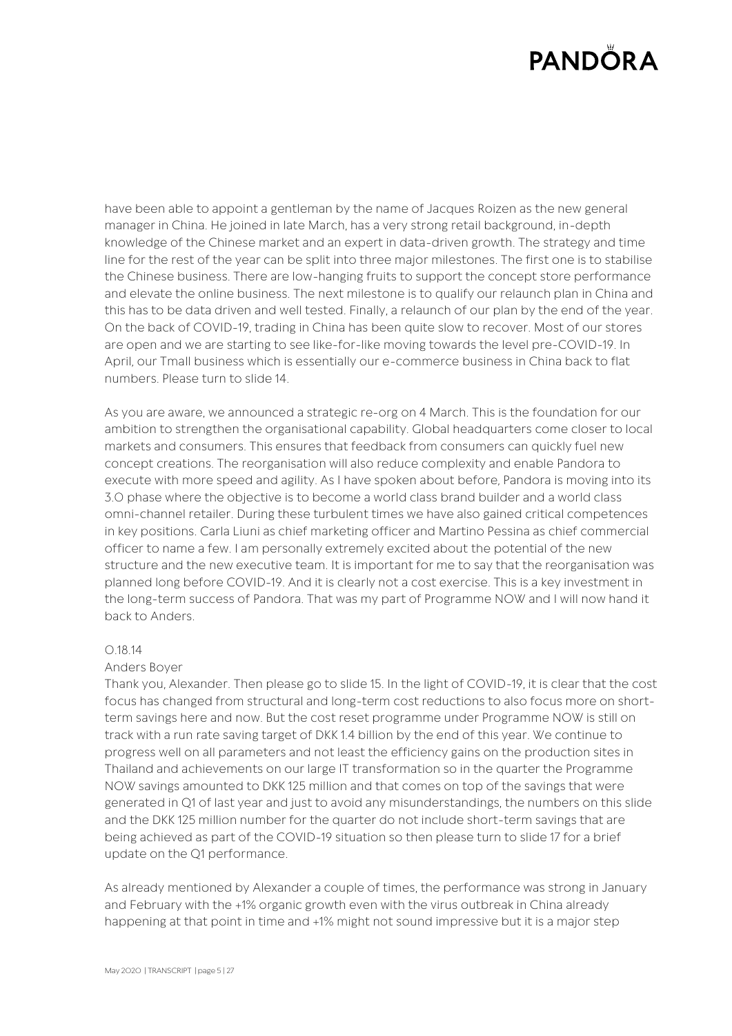have been able to appoint a gentleman by the name of Jacques Roizen as the new general manager in China. He joined in late March, has a very strong retail background, in-depth knowledge of the Chinese market and an expert in data-driven growth. The strategy and time line for the rest of the year can be split into three major milestones. The first one is to stabilise the Chinese business. There are low-hanging fruits to support the concept store performance and elevate the online business. The next milestone is to qualify our relaunch plan in China and this has to be data driven and well tested. Finally, a relaunch of our plan by the end of the year. On the back of COVID-19, trading in China has been quite slow to recover. Most of our stores are open and we are starting to see like-for-like moving towards the level pre-COVID-19. In April, our Tmall business which is essentially our e-commerce business in China back to flat numbers. Please turn to slide 14.

As you are aware, we announced a strategic re-org on 4 March. This is the foundation for our ambition to strengthen the organisational capability. Global headquarters come closer to local markets and consumers. This ensures that feedback from consumers can quickly fuel new concept creations. The reorganisation will also reduce complexity and enable Pandora to execute with more speed and agility. As I have spoken about before, Pandora is moving into its 3.0 phase where the objective is to become a world class brand builder and a world class omni-channel retailer. During these turbulent times we have also gained critical competences in key positions. Carla Liuni as chief marketing officer and Martino Pessina as chief commercial officer to name a few. I am personally extremely excited about the potential of the new structure and the new executive team. It is important for me to say that the reorganisation was planned long before COVID-19. And it is clearly not a cost exercise. This is a key investment in the long-term success of Pandora. That was my part of Programme NOW and I will now hand it back to Anders.

0.18.14

Anders Boyer

Thank you, Alexander. Then please go to slide 15. In the light of COVID-19, it is clear that the cost focus has changed from structural and long-term cost reductions to also focus more on short-term savings here and now. But the cost reset programme under Programme NOW is still on track with a run rate saving target of DKK 1.4 billion by the end of this year. We continue to progress well on all parameters and not least the efficiency gains on the production sites in Thailand and achievements on our large IT transformation so in the quarter the Programme NOW savings amounted to DKK 125 million and that comes on top of the savings that were generated in Q1 of last year and just to avoid any misunderstandings, the numbers on this slide and the DKK 125 million number for the quarter do not include short-term savings that are being achieved as part of the COVID-19 situation so then please turn to slide 17 for a brief update on the Q1 performance.

As already mentioned by Alexander a couple of times, the performance was strong in January and February with the +1% organic growth even with the virus outbreak in China already happening at that point in time and +1% might not sound impressive but it is a major step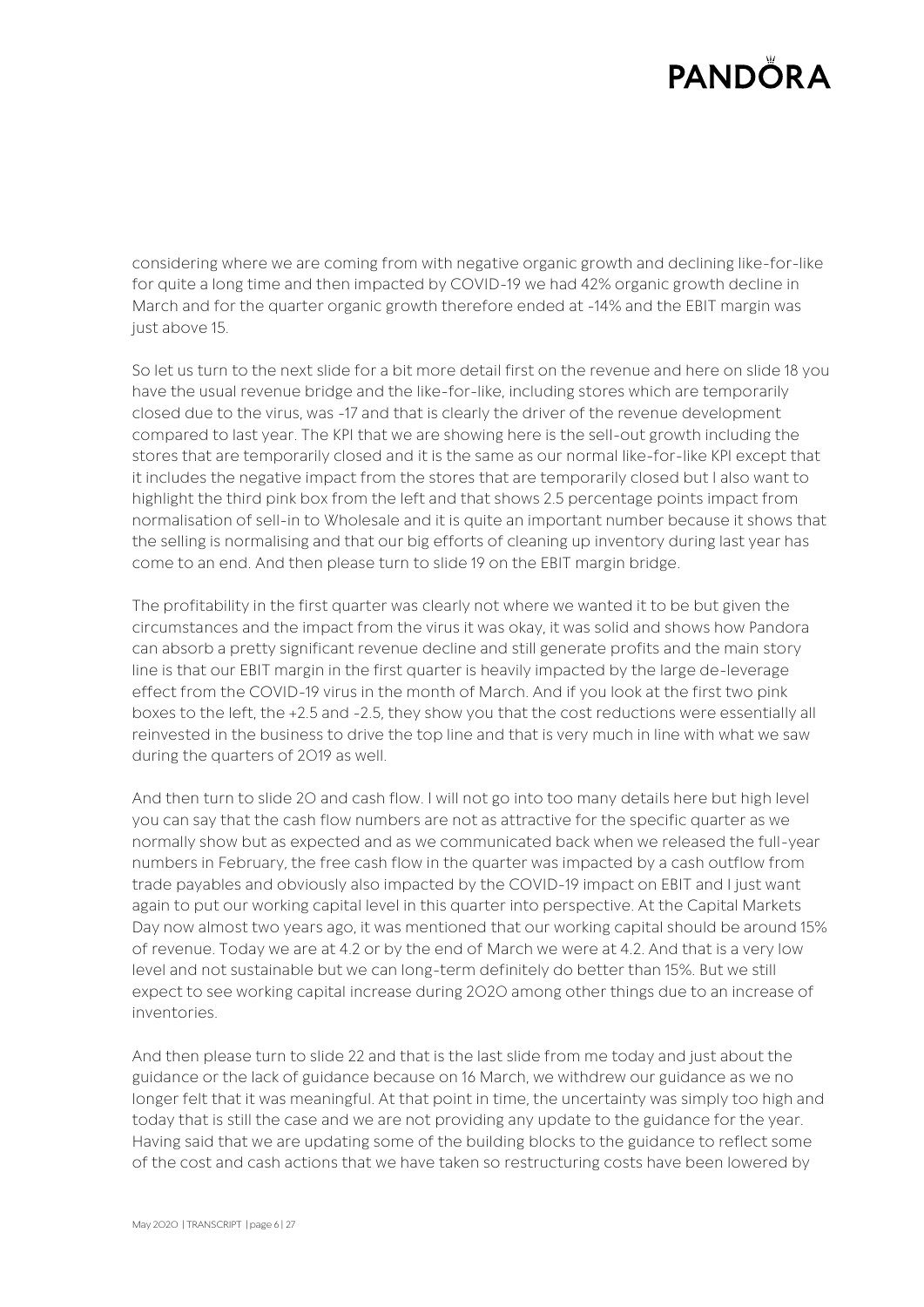considering where we are coming from with negative organic growth and declining like-for-like for quite a long time and then impacted by COVID-19 we had 42% organic growth decline in March and for the quarter organic growth therefore ended at -14% and the EBIT margin was just above 15.

So let us turn to the next slide for a bit more detail first on the revenue and here on slide 18 you have the usual revenue bridge and the like-for-like, including stores which are temporarily closed due to the virus, was -17 and that is clearly the driver of the revenue development compared to last year. The KPI that we are showing here is the sell-out growth including the stores that are temporarily closed and it is the same as our normal like-for-like KPI except that it includes the negative impact from the stores that are temporarily closed but I also want to highlight the third pink box from the left and that shows 2.5 percentage points impact from normalisation of sell-in to Wholesale and it is quite an important number because it shows that the selling is normalising and that our big efforts of cleaning up inventory during last year has come to an end. And then please turn to slide 19 on the EBIT margin bridge.

The profitability in the first quarter was clearly not where we wanted it to be but given the circumstances and the impact from the virus it was okay, it was solid and shows how Pandora can absorb a pretty significant revenue decline and still generate profits and the main story line is that our EBIT margin in the first quarter is heavily impacted by the large de-leverage effect from the COVID-19 virus in the month of March. And if you look at the first two pink boxes to the left, the +2.5 and -2.5, they show you that the cost reductions were essentially all reinvested in the business to drive the top line and that is very much in line with what we saw during the quarters of 2019 as well.

And then turn to slide 20 and cash flow. I will not go into too many details here but high level you can say that the cash flow numbers are not as attractive for the specific quarter as we normally show but as expected and as we communicated back when we released the full-year numbers in February, the free cash flow in the quarter was impacted by a cash outflow from trade payables and obviously also impacted by the COVID-19 impact on EBIT and I just want again to put our working capital level in this quarter into perspective. At the Capital Markets Day now almost two years ago, it was mentioned that our working capital should be around 15% of revenue. Today we are at 4.2 or by the end of March we were at 4.2. And that is a very low level and not sustainable but we can long-term definitely do better than 15%. But we still expect to see working capital increase during 2020 among other things due to an increase of inventories.

And then please turn to slide 22 and that is the last slide from me today and just about the guidance or the lack of guidance because on 16 March, we withdrew our guidance as we no longer felt that it was meaningful. At that point in time, the uncertainty was simply too high and today that is still the case and we are not providing any update to the guidance for the year. Having said that we are updating some of the building blocks to the guidance to reflect some of the cost and cash actions that we have taken so restructuring costs have been lowered by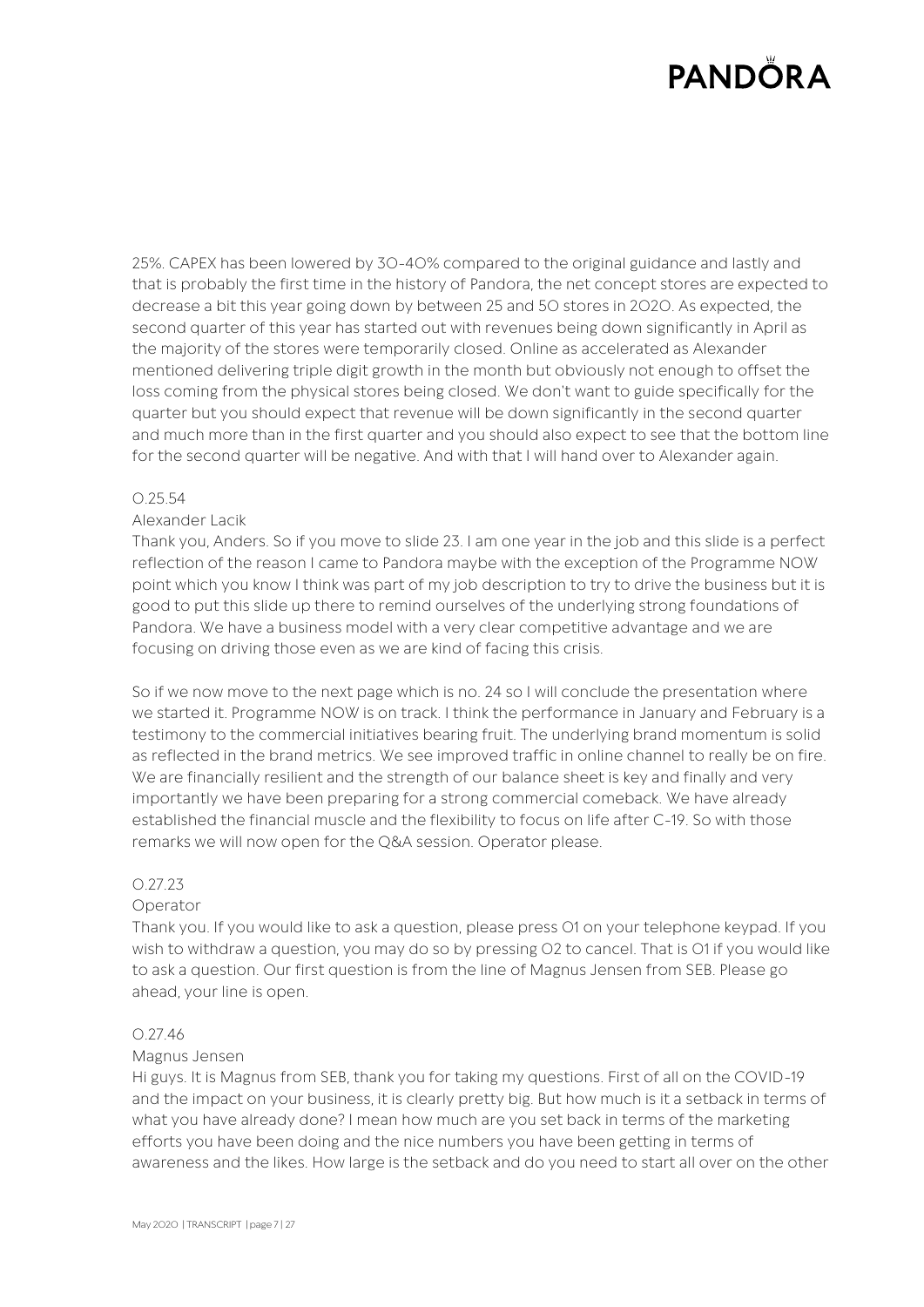25%. CAPEX has been lowered by 30-40% compared to the original guidance and lastly and that is probably the first time in the history of Pandora, the net concept stores are expected to decrease a bit this year going down by between 25 and 50 stores in 2020. As expected, the second quarter of this year has started out with revenues being down significantly in April as the majority of the stores were temporarily closed. Online as accelerated as Alexander mentioned delivering triple digit growth in the month but obviously not enough to offset the loss coming from the physical stores being closed. We don't want to guide specifically for the quarter but you should expect that revenue will be down significantly in the second quarter and much more than in the first quarter and you should also expect to see that the bottom line for the second quarter will be negative. And with that I will hand over to Alexander again.

0.25.54

Alexander Lacik

Thank you, Anders. So if you move to slide 23. I am one year in the job and this slide is a perfect reflection of the reason I came to Pandora maybe with the exception of the Programme NOW point which you know I think was part of my job description to try to drive the business but it is good to put this slide up there to remind ourselves of the underlying strong foundations of Pandora. We have a business model with a very clear competitive advantage and we are focusing on driving those even as we are kind of facing this crisis.

So if we now move to the next page which is no. 24 so I will conclude the presentation where we started it. Programme NOW is on track. I think the performance in January and February is a testimony to the commercial initiatives bearing fruit. The underlying brand momentum is solid as reflected in the brand metrics. We see improved traffic in online channel to really be on fire. We are financially resilient and the strength of our balance sheet is key and finally and very importantly we have been preparing for a strong commercial comeback. We have already established the financial muscle and the flexibility to focus on life after C-19. So with those remarks we will now open for the Q&A session. Operator please.

0.27.23

Operator

Thank you. If you would like to ask a question, please press 01 on your telephone keypad. If you wish to withdraw a question, you may do so by pressing 02 to cancel. That is 01 if you would like to ask a question. Our first question is from the line of Magnus Jensen from SEB. Please go ahead, your line is open.

0.27.46

Magnus Jensen

Hi guys. It is Magnus from SEB, thank you for taking my questions. First of all on the COVID-19 and the impact on your business, it is clearly pretty big. But how much is it a setback in terms of what you have already done? I mean how much are you set back in terms of the marketing efforts you have been doing and the nice numbers you have been getting in terms of awareness and the likes. How large is the setback and do you need to start all over on the other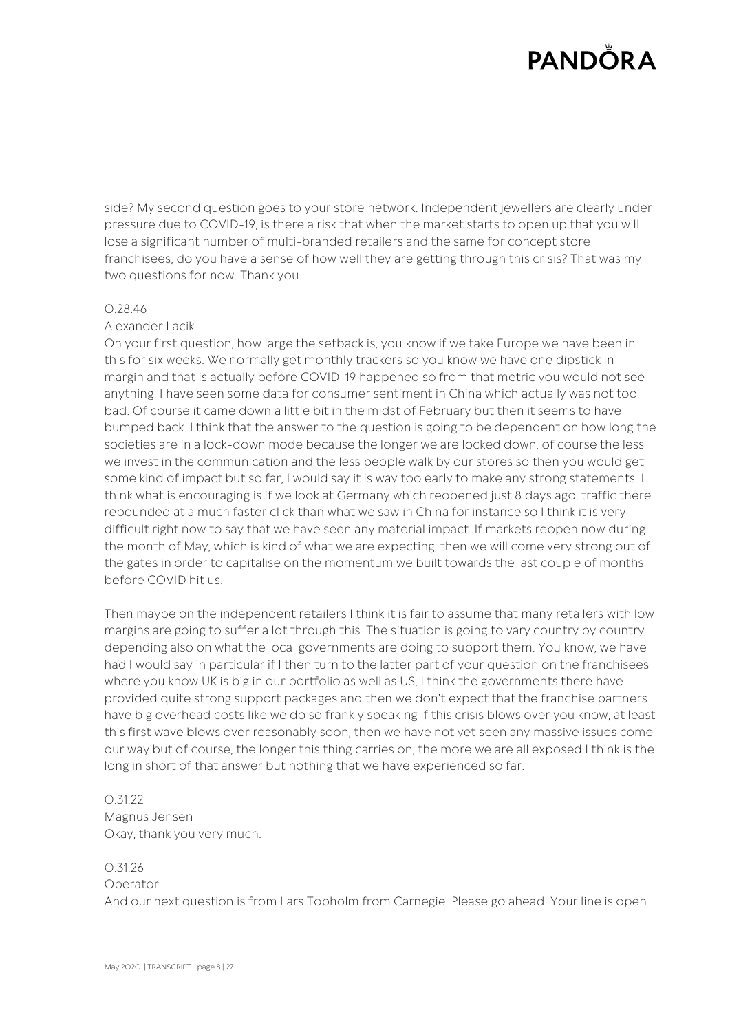side? My second question goes to your store network. Independent jewellers are clearly under pressure due to COVID-19, is there a risk that when the market starts to open up that you will lose a significant number of multi-branded retailers and the same for concept store franchisees, do you have a sense of how well they are getting through this crisis? That was my two questions for now. Thank you.

O.28.46

Alexander Lacik

On your first question, how large the setback is, you know if we take Europe we have been in this for six weeks. We normally get monthly trackers so you know we have one dipstick in margin and that is actually before COVID-19 happened so from that metric you would not see anything. I have seen some data for consumer sentiment in China which actually was not too bad. Of course it came down a little bit in the midst of February but then it seems to have bumped back. I think that the answer to the question is going to be dependent on how long the societies are in a lock-down mode because the longer we are locked down, of course the less we invest in the communication and the less people walk by our stores so then you would get some kind of impact but so far, I would say it is way too early to make any strong statements. I think what is encouraging is if we look at Germany which reopened just 8 days ago, traffic there rebounded at a much faster click than what we saw in China for instance so I think it is very difficult right now to say that we have seen any material impact. If markets reopen now during the month of May, which is kind of what we are expecting, then we will come very strong out of the gates in order to capitalise on the momentum we built towards the last couple of months before COVID hit us.

Then maybe on the independent retailers I think it is fair to assume that many retailers with low margins are going to suffer a lot through this. The situation is going to vary country by country depending also on what the local governments are doing to support them. You know, we have had I would say in particular if I then turn to the latter part of your question on the franchisees where you know UK is big in our portfolio as well as US, I think the governments there have provided quite strong support packages and then we don't expect that the franchise partners have big overhead costs like we do so frankly speaking if this crisis blows over you know, at least this first wave blows over reasonably soon, then we have not yet seen any massive issues come our way but of course, the longer this thing carries on, the more we are all exposed I think is the long in short of that answer but nothing that we have experienced so far.

O.31.22

Magnus Jensen

Okay, thank you very much.

O.31.26

Operator

And our next question is from Lars Topholm from Carnegie. Please go ahead. Your line is open.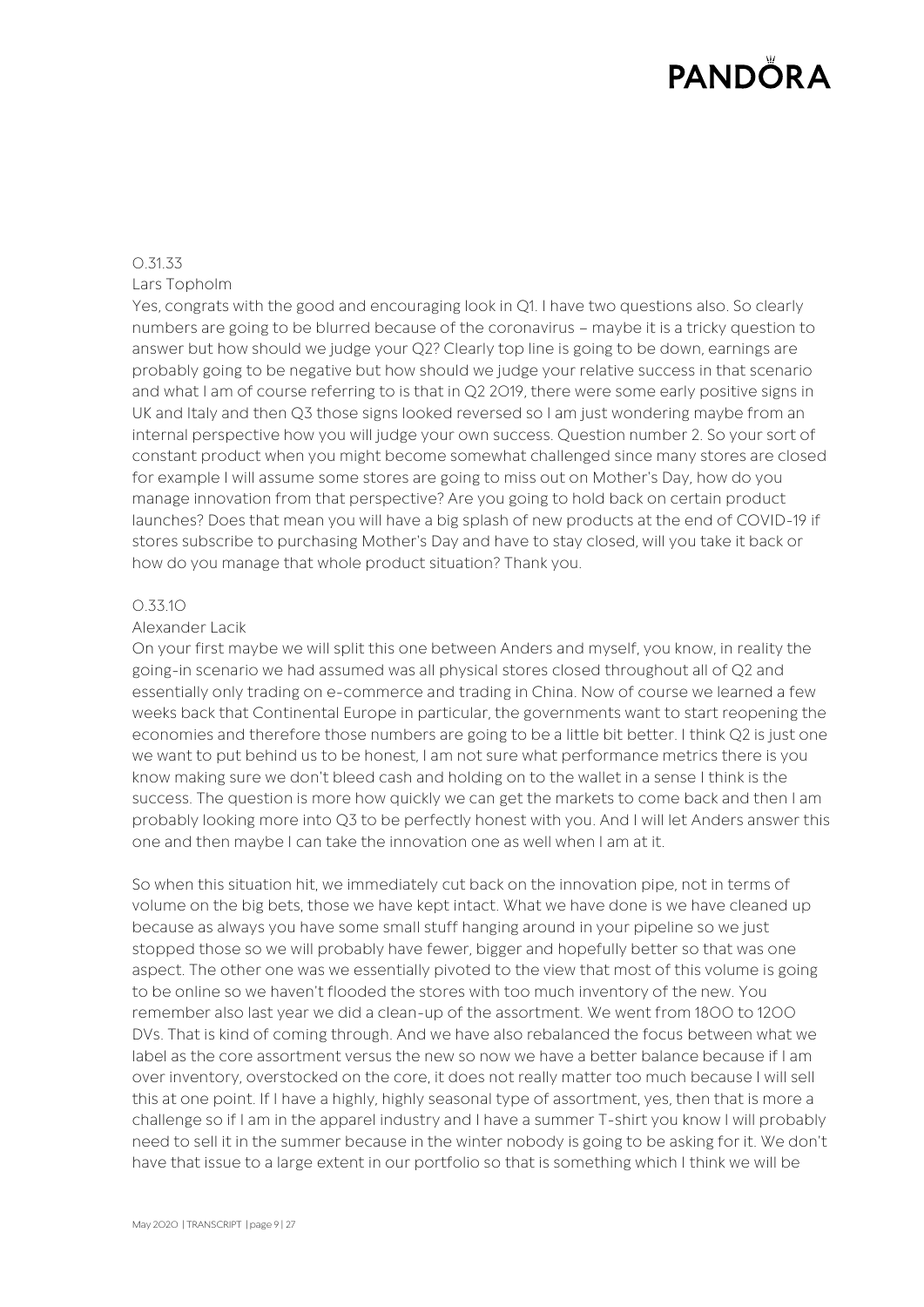0.31.33

Lars Topholm

Yes, congrats with the good and encouraging look in Q1. I have two questions also. So clearly numbers are going to be blurred because of the coronavirus – maybe it is a tricky question to answer but how should we judge your Q2? Clearly top line is going to be down, earnings are probably going to be negative but how should we judge your relative success in that scenario and what I am of course referring to is that in Q2 2019, there were some early positive signs in UK and Italy and then Q3 those signs looked reversed so I am just wondering maybe from an internal perspective how you will judge your own success. Question number 2. So your sort of constant product when you might become somewhat challenged since many stores are closed for example I will assume some stores are going to miss out on Mother's Day, how do you manage innovation from that perspective? Are you going to hold back on certain product launches? Does that mean you will have a big splash of new products at the end of COVID-19 if stores subscribe to purchasing Mother's Day and have to stay closed, will you take it back or how do you manage that whole product situation? Thank you.

0.33.10

Alexander Lacik

On your first maybe we will split this one between Anders and myself, you know, in reality the going-in scenario we had assumed was all physical stores closed throughout all of Q2 and essentially only trading on e-commerce and trading in China. Now of course we learned a few weeks back that Continental Europe in particular, the governments want to start reopening the economies and therefore those numbers are going to be a little bit better. I think Q2 is just one we want to put behind us to be honest, I am not sure what performance metrics there is you know making sure we don't bleed cash and holding on to the wallet in a sense I think is the success. The question is more how quickly we can get the markets to come back and then I am probably looking more into Q3 to be perfectly honest with you. And I will let Anders answer this one and then maybe I can take the innovation one as well when I am at it.

So when this situation hit, we immediately cut back on the innovation pipe, not in terms of volume on the big bets, those we have kept intact. What we have done is we have cleaned up because as always you have some small stuff hanging around in your pipeline so we just stopped those so we will probably have fewer, bigger and hopefully better so that was one aspect. The other one was we essentially pivoted to the view that most of this volume is going to be online so we haven't flooded the stores with too much inventory of the new. You remember also last year we did a clean-up of the assortment. We went from 1800 to 1200 DVs. That is kind of coming through. And we have also rebalanced the focus between what we label as the core assortment versus the new so now we have a better balance because if I am over inventory, overstocked on the core, it does not really matter too much because I will sell this at one point. If I have a highly, highly seasonal type of assortment, yes, then that is more a challenge so if I am in the apparel industry and I have a summer T-shirt you know I will probably need to sell it in the summer because in the winter nobody is going to be asking for it. We don't have that issue to a large extent in our portfolio so that is something which I think we will be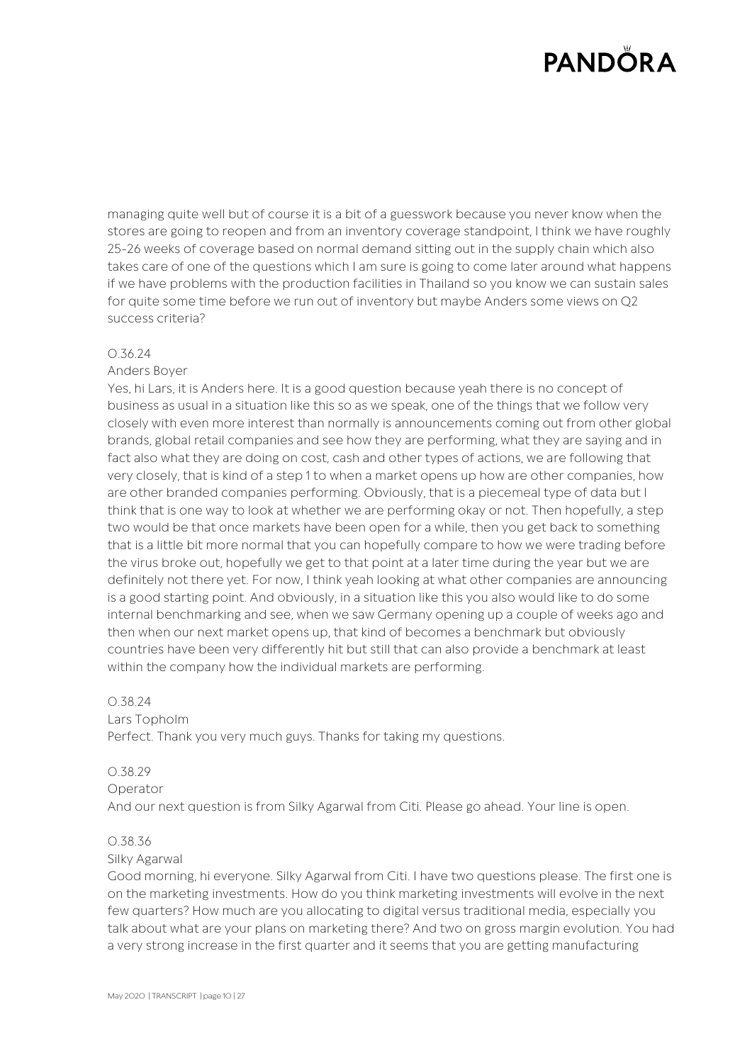managing quite well but of course it is a bit of a guesswork because you never know when the stores are going to reopen and from an inventory coverage standpoint, I think we have roughly 25-26 weeks of coverage based on normal demand sitting out in the supply chain which also takes care of one of the questions which I am sure is going to come later around what happens if we have problems with the production facilities in Thailand so you know we can sustain sales for quite some time before we run out of inventory but maybe Anders some views on Q2 success criteria?

O.36.24

Anders Boyer

Yes, hi Lars, it is Anders here. It is a good question because yeah there is no concept of business as usual in a situation like this so as we speak, one of the things that we follow very closely with even more interest than normally is announcements coming out from other global brands, global retail companies and see how they are performing, what they are saying and in fact also what they are doing on cost, cash and other types of actions, we are following that very closely, that is kind of a step 1 to when a market opens up how are other companies, how are other branded companies performing. Obviously, that is a piecemeal type of data but I think that is one way to look at whether we are performing okay or not. Then hopefully, a step two would be that once markets have been open for a while, then you get back to something that is a little bit more normal that you can hopefully compare to how we were trading before the virus broke out, hopefully we get to that point at a later time during the year but we are definitely not there yet. For now, I think yeah looking at what other companies are announcing is a good starting point. And obviously, in a situation like this you also would like to do some internal benchmarking and see, when we saw Germany opening up a couple of weeks ago and then when our next market opens up, that kind of becomes a benchmark but obviously countries have been very differently hit but still that can also provide a benchmark at least within the company how the individual markets are performing.

O.38.24

Lars Topholm

Perfect. Thank you very much guys. Thanks for taking my questions.

O.38.29

Operator

And our next question is from Silky Agarwal from Citi. Please go ahead. Your line is open.

O.38.36

Silky Agarwal

Good morning, hi everyone. Silky Agarwal from Citi. I have two questions please. The first one is on the marketing investments. How do you think marketing investments will evolve in the next few quarters? How much are you allocating to digital versus traditional media, especially you talk about what are your plans on marketing there? And two on gross margin evolution. You had a very strong increase in the first quarter and it seems that you are getting manufacturing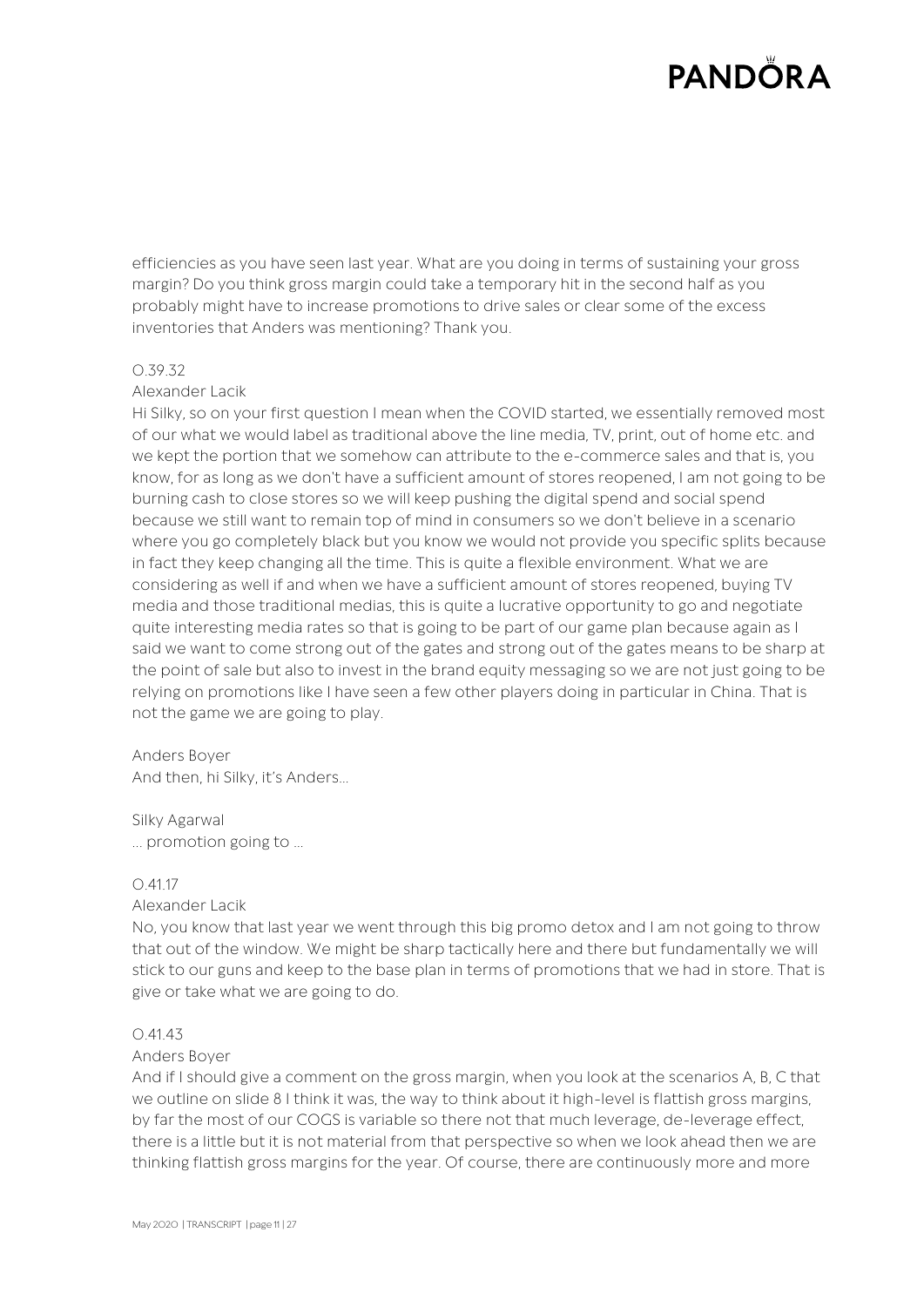efficiencies as you have seen last year. What are you doing in terms of sustaining your gross margin? Do you think gross margin could take a temporary hit in the second half as you probably might have to increase promotions to drive sales or clear some of the excess inventories that Anders was mentioning? Thank you.

0.39.32

Alexander Lacik

Hi Silky, so on your first question I mean when the COVID started, we essentially removed most of our what we would label as traditional above the line media, TV, print, out of home etc. and we kept the portion that we somehow can attribute to the e-commerce sales and that is, you know, for as long as we don't have a sufficient amount of stores reopened, I am not going to be burning cash to close stores so we will keep pushing the digital spend and social spend because we still want to remain top of mind in consumers so we don't believe in a scenario where you go completely black but you know we would not provide you specific splits because in fact they keep changing all the time. This is quite a flexible environment. What we are considering as well if and when we have a sufficient amount of stores reopened, buying TV media and those traditional medias, this is quite a lucrative opportunity to go and negotiate quite interesting media rates so that is going to be part of our game plan because again as I said we want to come strong out of the gates and strong out of the gates means to be sharp at the point of sale but also to invest in the brand equity messaging so we are not just going to be relying on promotions like I have seen a few other players doing in particular in China. That is not the game we are going to play.

Anders Boyer

And then, hi Silky, it's Anders…

Silky Agarwal

… promotion going to …

0.41.17

Alexander Lacik

No, you know that last year we went through this big promo detox and I am not going to throw that out of the window. We might be sharp tactically here and there but fundamentally we will stick to our guns and keep to the base plan in terms of promotions that we had in store. That is give or take what we are going to do.

0.41.43

Anders Boyer

And if I should give a comment on the gross margin, when you look at the scenarios A, B, C that we outline on slide 8 I think it was, the way to think about it high-level is flattish gross margins, by far the most of our COGS is variable so there not that much leverage, de-leverage effect, there is a little but it is not material from that perspective so when we look ahead then we are thinking flattish gross margins for the year. Of course, there are continuously more and more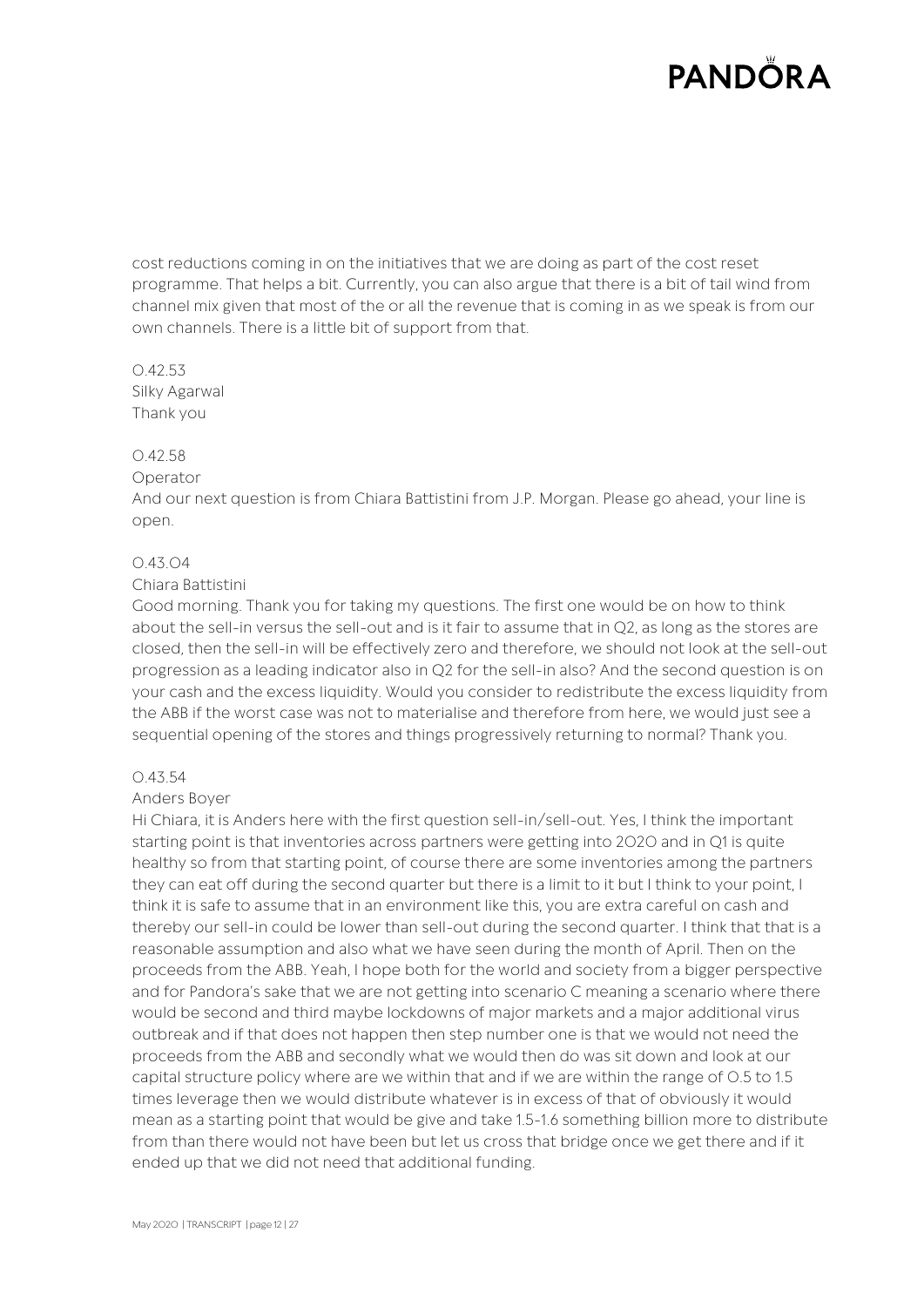cost reductions coming in on the initiatives that we are doing as part of the cost reset programme. That helps a bit. Currently, you can also argue that there is a bit of tail wind from channel mix given that most of the or all the revenue that is coming in as we speak is from our own channels. There is a little bit of support from that.

0.42.53
Silky Agarwal
Thank you

0.42.58
Operator
And our next question is from Chiara Battistini from J.P. Morgan. Please go ahead, your line is open.

0.43.04
Chiara Battistini
Good morning. Thank you for taking my questions. The first one would be on how to think about the sell-in versus the sell-out and is it fair to assume that in Q2, as long as the stores are closed, then the sell-in will be effectively zero and therefore, we should not look at the sell-out progression as a leading indicator also in Q2 for the sell-in also? And the second question is on your cash and the excess liquidity. Would you consider to redistribute the excess liquidity from the ABB if the worst case was not to materialise and therefore from here, we would just see a sequential opening of the stores and things progressively returning to normal? Thank you.

0.43.54
Anders Boyer
Hi Chiara, it is Anders here with the first question sell-in/sell-out. Yes, I think the important starting point is that inventories across partners were getting into 2020 and in Q1 is quite healthy so from that starting point, of course there are some inventories among the partners they can eat off during the second quarter but there is a limit to it but I think to your point, I think it is safe to assume that in an environment like this, you are extra careful on cash and thereby our sell-in could be lower than sell-out during the second quarter. I think that that is a reasonable assumption and also what we have seen during the month of April. Then on the proceeds from the ABB. Yeah, I hope both for the world and society from a bigger perspective and for Pandora's sake that we are not getting into scenario C meaning a scenario where there would be second and third maybe lockdowns of major markets and a major additional virus outbreak and if that does not happen then step number one is that we would not need the proceeds from the ABB and secondly what we would then do was sit down and look at our capital structure policy where are we within that and if we are within the range of 0.5 to 1.5 times leverage then we would distribute whatever is in excess of that of obviously it would mean as a starting point that would be give and take 1.5-1.6 something billion more to distribute from than there would not have been but let us cross that bridge once we get there and if it ended up that we did not need that additional funding.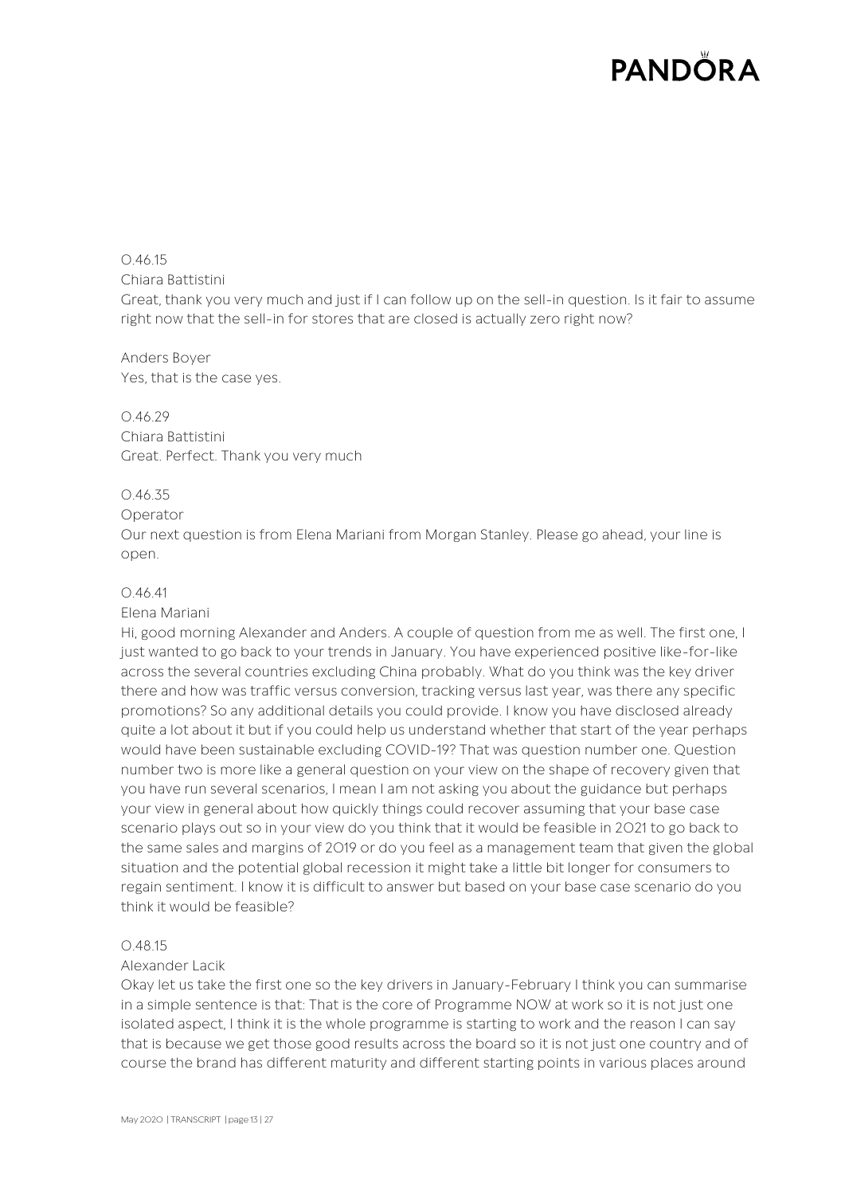0.46.15
Chiara Battistini
Great, thank you very much and just if I can follow up on the sell-in question. Is it fair to assume right now that the sell-in for stores that are closed is actually zero right now?

Anders Boyer
Yes, that is the case yes.

0.46.29
Chiara Battistini
Great. Perfect. Thank you very much

0.46.35
Operator
Our next question is from Elena Mariani from Morgan Stanley. Please go ahead, your line is open.

0.46.41
Elena Mariani
Hi, good morning Alexander and Anders. A couple of question from me as well. The first one, I just wanted to go back to your trends in January. You have experienced positive like-for-like across the several countries excluding China probably. What do you think was the key driver there and how was traffic versus conversion, tracking versus last year, was there any specific promotions? So any additional details you could provide. I know you have disclosed already quite a lot about it but if you could help us understand whether that start of the year perhaps would have been sustainable excluding COVID-19? That was question number one. Question number two is more like a general question on your view on the shape of recovery given that you have run several scenarios, I mean I am not asking you about the guidance but perhaps your view in general about how quickly things could recover assuming that your base case scenario plays out so in your view do you think that it would be feasible in 2021 to go back to the same sales and margins of 2019 or do you feel as a management team that given the global situation and the potential global recession it might take a little bit longer for consumers to regain sentiment. I know it is difficult to answer but based on your base case scenario do you think it would be feasible?

0.48.15
Alexander Lacik
Okay let us take the first one so the key drivers in January-February I think you can summarise in a simple sentence is that: That is the core of Programme NOW at work so it is not just one isolated aspect, I think it is the whole programme is starting to work and the reason I can say that is because we get those good results across the board so it is not just one country and of course the brand has different maturity and different starting points in various places around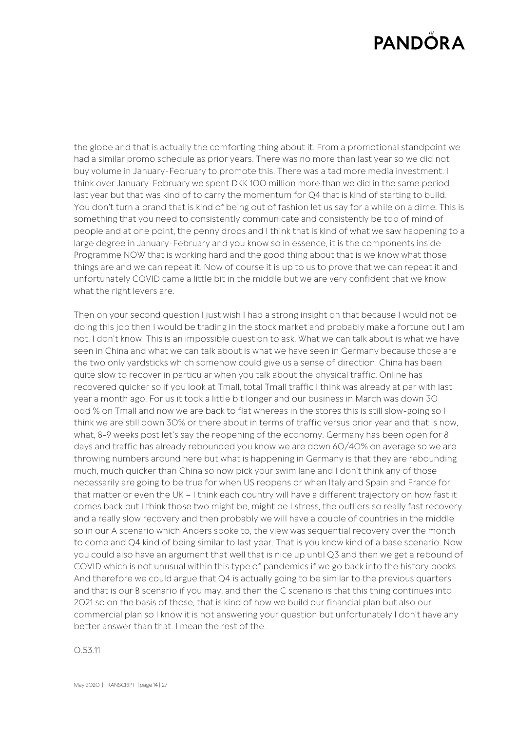the globe and that is actually the comforting thing about it. From a promotional standpoint we had a similar promo schedule as prior years. There was no more than last year so we did not buy volume in January-February to promote this. There was a tad more media investment. I think over January-February we spent DKK 100 million more than we did in the same period last year but that was kind of to carry the momentum for Q4 that is kind of starting to build. You don't turn a brand that is kind of being out of fashion let us say for a while on a dime. This is something that you need to consistently communicate and consistently be top of mind of people and at one point, the penny drops and I think that is kind of what we saw happening to a large degree in January-February and you know so in essence, it is the components inside Programme NOW that is working hard and the good thing about that is we know what those things are and we can repeat it. Now of course it is up to us to prove that we can repeat it and unfortunately COVID came a little bit in the middle but we are very confident that we know what the right levers are.

Then on your second question I just wish I had a strong insight on that because I would not be doing this job then I would be trading in the stock market and probably make a fortune but I am not. I don't know. This is an impossible question to ask. What we can talk about is what we have seen in China and what we can talk about is what we have seen in Germany because those are the two only yardsticks which somehow could give us a sense of direction. China has been quite slow to recover in particular when you talk about the physical traffic. Online has recovered quicker so if you look at Tmall, total Tmall traffic I think was already at par with last year a month ago. For us it took a little bit longer and our business in March was down 30 odd % on Tmall and now we are back to flat whereas in the stores this is still slow-going so I think we are still down 30% or there about in terms of traffic versus prior year and that is now, what, 8-9 weeks post let's say the reopening of the economy. Germany has been open for 8 days and traffic has already rebounded you know we are down 60/40% on average so we are throwing numbers around here but what is happening in Germany is that they are rebounding much, much quicker than China so now pick your swim lane and I don't think any of those necessarily are going to be true for when US reopens or when Italy and Spain and France for that matter or even the UK – I think each country will have a different trajectory on how fast it comes back but I think those two might be, might be I stress, the outliers so really fast recovery and a really slow recovery and then probably we will have a couple of countries in the middle so in our A scenario which Anders spoke to, the view was sequential recovery over the month to come and Q4 kind of being similar to last year. That is you know kind of a base scenario. Now you could also have an argument that well that is nice up until Q3 and then we get a rebound of COVID which is not unusual within this type of pandemics if we go back into the history books. And therefore we could argue that Q4 is actually going to be similar to the previous quarters and that is our B scenario if you may, and then the C scenario is that this thing continues into 2021 so on the basis of those, that is kind of how we build our financial plan but also our commercial plan so I know it is not answering your question but unfortunately I don't have any better answer than that. I mean the rest of the..

0.53.11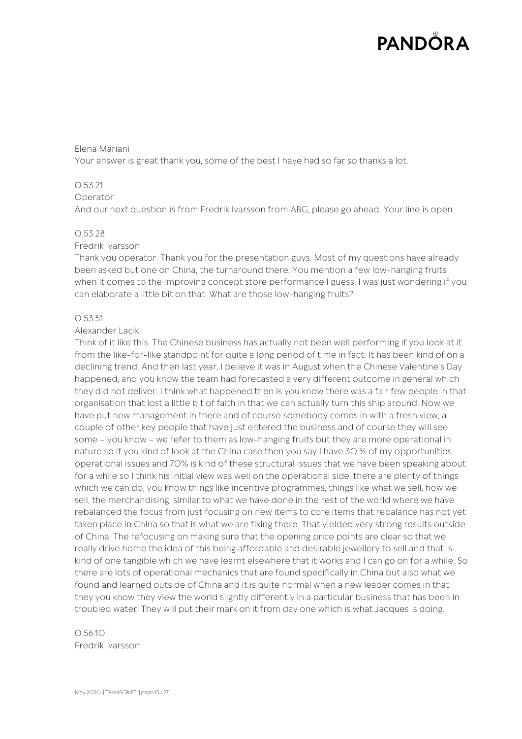Elena Mariani
Your answer is great thank you, some of the best I have had so far so thanks a lot.

0.53.21
Operator
And our next question is from Fredrik Ivarsson from ABG, please go ahead. Your line is open.

0.53.28
Fredrik Ivarsson
Thank you operator. Thank you for the presentation guys. Most of my questions have already been asked but one on China, the turnaround there. You mention a few low-hanging fruits when it comes to the improving concept store performance I guess. I was just wondering if you can elaborate a little bit on that. What are those low-hanging fruits?

0.53.51
Alexander Lacik
Think of it like this. The Chinese business has actually not been well performing if you look at it from the like-for-like standpoint for quite a long period of time in fact. It has been kind of on a declining trend. And then last year, I believe it was in August when the Chinese Valentine's Day happened, and you know the team had forecasted a very different outcome in general which they did not deliver. I think what happened then is you know there was a fair few people in that organisation that lost a little bit of faith in that we can actually turn this ship around. Now we have put new management in there and of course somebody comes in with a fresh view, a couple of other key people that have just entered the business and of course they will see some – you know – we refer to them as low-hanging fruits but they are more operational in nature so if you kind of look at the China case then you say I have 30 % of my opportunities operational issues and 70% is kind of these structural issues that we have been speaking about for a while so I think his initial view was well on the operational side, there are plenty of things which we can do, you know things like incentive programmes, things like what we sell, how we sell, the merchandising, similar to what we have done in the rest of the world where we have rebalanced the focus from just focusing on new items to core items that rebalance has not yet taken place in China so that is what we are fixing there. That yielded very strong results outside of China. The refocusing on making sure that the opening price points are clear so that we really drive home the idea of this being affordable and desirable jewellery to sell and that is kind of one tangible which we have learnt elsewhere that it works and I can go on for a while. So there are lots of operational mechanics that are found specifically in China but also what we found and learned outside of China and it is quite normal when a new leader comes in that they you know they view the world slightly differently in a particular business that has been in troubled water. They will put their mark on it from day one which is what Jacques is doing.

0.56.10
Fredrik Ivarsson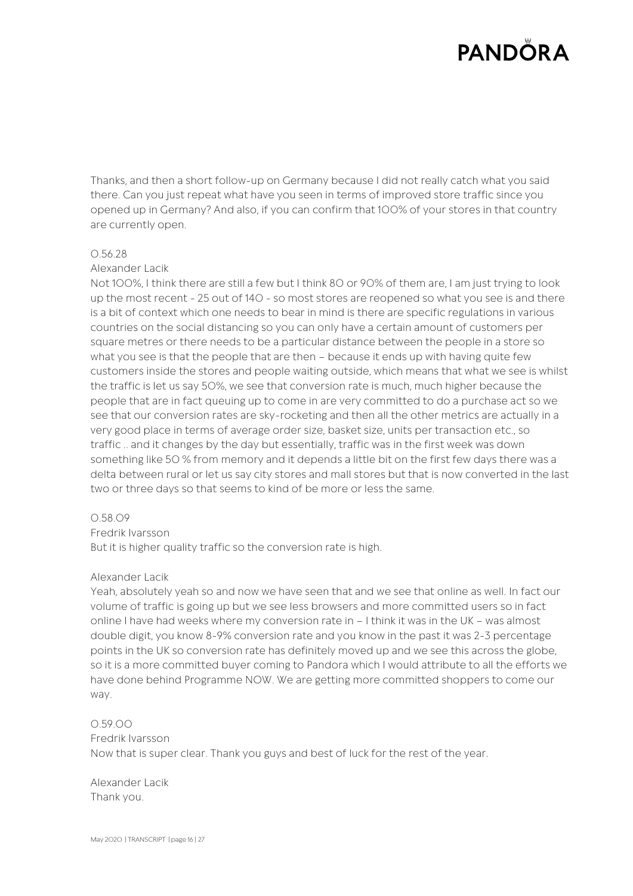Thanks, and then a short follow-up on Germany because I did not really catch what you said there. Can you just repeat what have you seen in terms of improved store traffic since you opened up in Germany? And also, if you can confirm that 100% of your stores in that country are currently open.

0.56.28

Alexander Lacik

Not 100%, I think there are still a few but I think 80 or 90% of them are, I am just trying to look up the most recent - 25 out of 140 - so most stores are reopened so what you see is and there is a bit of context which one needs to bear in mind is there are specific regulations in various countries on the social distancing so you can only have a certain amount of customers per square metres or there needs to be a particular distance between the people in a store so what you see is that the people that are then – because it ends up with having quite few customers inside the stores and people waiting outside, which means that what we see is whilst the traffic is let us say 50%, we see that conversion rate is much, much higher because the people that are in fact queuing up to come in are very committed to do a purchase act so we see that our conversion rates are sky-rocketing and then all the other metrics are actually in a very good place in terms of average order size, basket size, units per transaction etc., so traffic .. and it changes by the day but essentially, traffic was in the first week was down something like 50 % from memory and it depends a little bit on the first few days there was a delta between rural or let us say city stores and mall stores but that is now converted in the last two or three days so that seems to kind of be more or less the same.

0.58.09

Fredrik Ivarsson

But it is higher quality traffic so the conversion rate is high.

Alexander Lacik

Yeah, absolutely yeah so and now we have seen that and we see that online as well. In fact our volume of traffic is going up but we see less browsers and more committed users so in fact online I have had weeks where my conversion rate in – I think it was in the UK – was almost double digit, you know 8-9% conversion rate and you know in the past it was 2-3 percentage points in the UK so conversion rate has definitely moved up and we see this across the globe, so it is a more committed buyer coming to Pandora which I would attribute to all the efforts we have done behind Programme NOW. We are getting more committed shoppers to come our way.

0.59.00

Fredrik Ivarsson

Now that is super clear. Thank you guys and best of luck for the rest of the year.

Alexander Lacik

Thank you.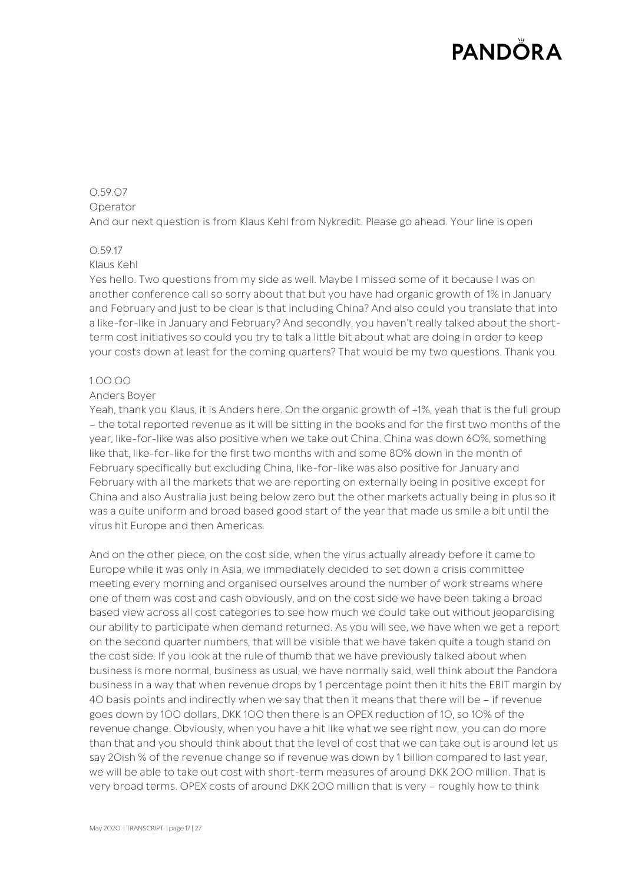0.59.07

Operator

And our next question is from Klaus Kehl from Nykredit. Please go ahead. Your line is open

0.59.17

Klaus Kehl

Yes hello. Two questions from my side as well. Maybe I missed some of it because I was on another conference call so sorry about that but you have had organic growth of 1% in January and February and just to be clear is that including China? And also could you translate that into a like-for-like in January and February? And secondly, you haven't really talked about the short-term cost initiatives so could you try to talk a little bit about what are doing in order to keep your costs down at least for the coming quarters? That would be my two questions. Thank you.

1.00.00

Anders Boyer

Yeah, thank you Klaus, it is Anders here. On the organic growth of +1%, yeah that is the full group – the total reported revenue as it will be sitting in the books and for the first two months of the year, like-for-like was also positive when we take out China. China was down 60%, something like that, like-for-like for the first two months with and some 80% down in the month of February specifically but excluding China, like-for-like was also positive for January and February with all the markets that we are reporting on externally being in positive except for China and also Australia just being below zero but the other markets actually being in plus so it was a quite uniform and broad based good start of the year that made us smile a bit until the virus hit Europe and then Americas.

And on the other piece, on the cost side, when the virus actually already before it came to Europe while it was only in Asia, we immediately decided to set down a crisis committee meeting every morning and organised ourselves around the number of work streams where one of them was cost and cash obviously, and on the cost side we have been taking a broad based view across all cost categories to see how much we could take out without jeopardising our ability to participate when demand returned. As you will see, we have when we get a report on the second quarter numbers, that will be visible that we have taken quite a tough stand on the cost side. If you look at the rule of thumb that we have previously talked about when business is more normal, business as usual, we have normally said, well think about the Pandora business in a way that when revenue drops by 1 percentage point then it hits the EBIT margin by 40 basis points and indirectly when we say that then it means that there will be – if revenue goes down by 100 dollars, DKK 100 then there is an OPEX reduction of 10, so 10% of the revenue change. Obviously, when you have a hit like what we see right now, you can do more than that and you should think about that the level of cost that we can take out is around let us say 20ish % of the revenue change so if revenue was down by 1 billion compared to last year, we will be able to take out cost with short-term measures of around DKK 200 million. That is very broad terms. OPEX costs of around DKK 200 million that is very – roughly how to think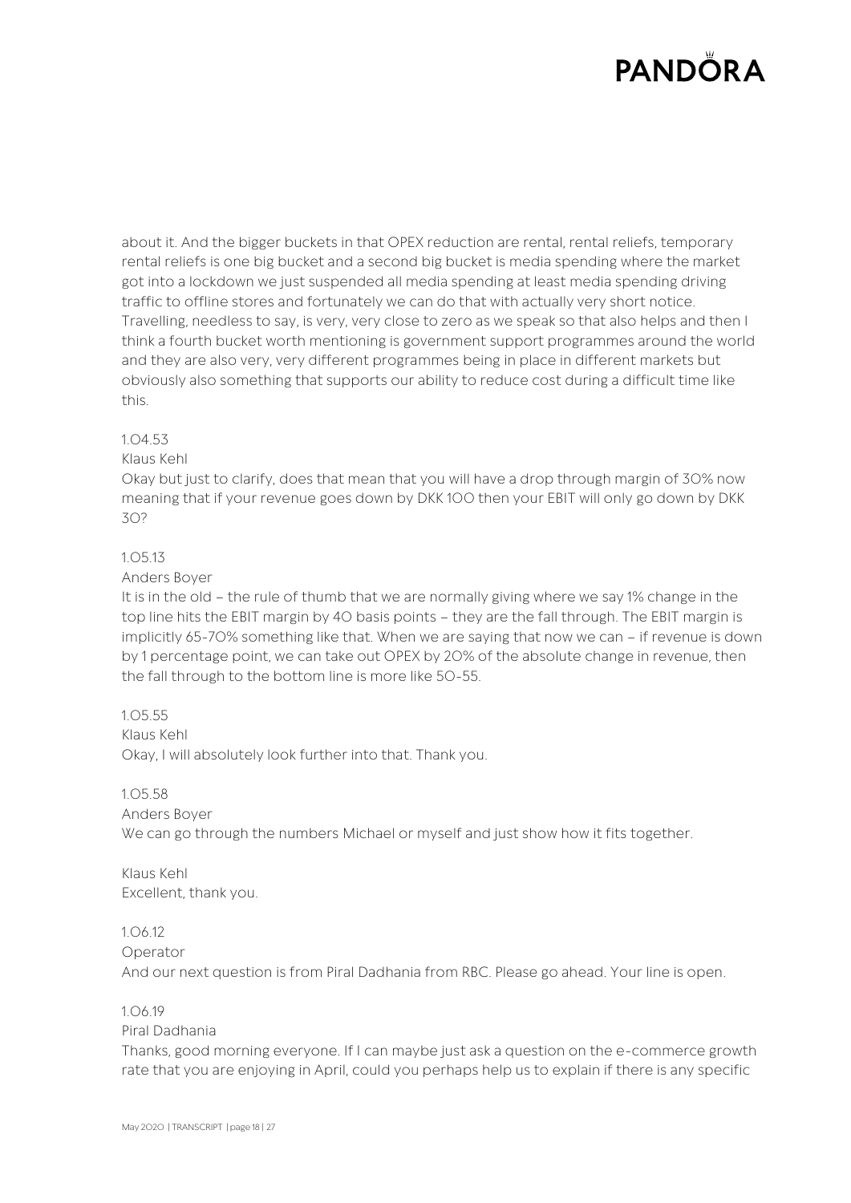about it. And the bigger buckets in that OPEX reduction are rental, rental reliefs, temporary rental reliefs is one big bucket and a second big bucket is media spending where the market got into a lockdown we just suspended all media spending at least media spending driving traffic to offline stores and fortunately we can do that with actually very short notice. Travelling, needless to say, is very, very close to zero as we speak so that also helps and then I think a fourth bucket worth mentioning is government support programmes around the world and they are also very, very different programmes being in place in different markets but obviously also something that supports our ability to reduce cost during a difficult time like this.

1.04.53

Klaus Kehl

Okay but just to clarify, does that mean that you will have a drop through margin of 30% now meaning that if your revenue goes down by DKK 100 then your EBIT will only go down by DKK 30?

1.05.13

Anders Boyer

It is in the old – the rule of thumb that we are normally giving where we say 1% change in the top line hits the EBIT margin by 40 basis points – they are the fall through. The EBIT margin is implicitly 65-70% something like that. When we are saying that now we can – if revenue is down by 1 percentage point, we can take out OPEX by 20% of the absolute change in revenue, then the fall through to the bottom line is more like 50-55.

1.05.55

Klaus Kehl

Okay, I will absolutely look further into that. Thank you.

1.05.58

Anders Boyer

We can go through the numbers Michael or myself and just show how it fits together.

Klaus Kehl

Excellent, thank you.

1.06.12

Operator

And our next question is from Piral Dadhania from RBC. Please go ahead. Your line is open.

1.06.19

Piral Dadhania

Thanks, good morning everyone. If I can maybe just ask a question on the e-commerce growth rate that you are enjoying in April, could you perhaps help us to explain if there is any specific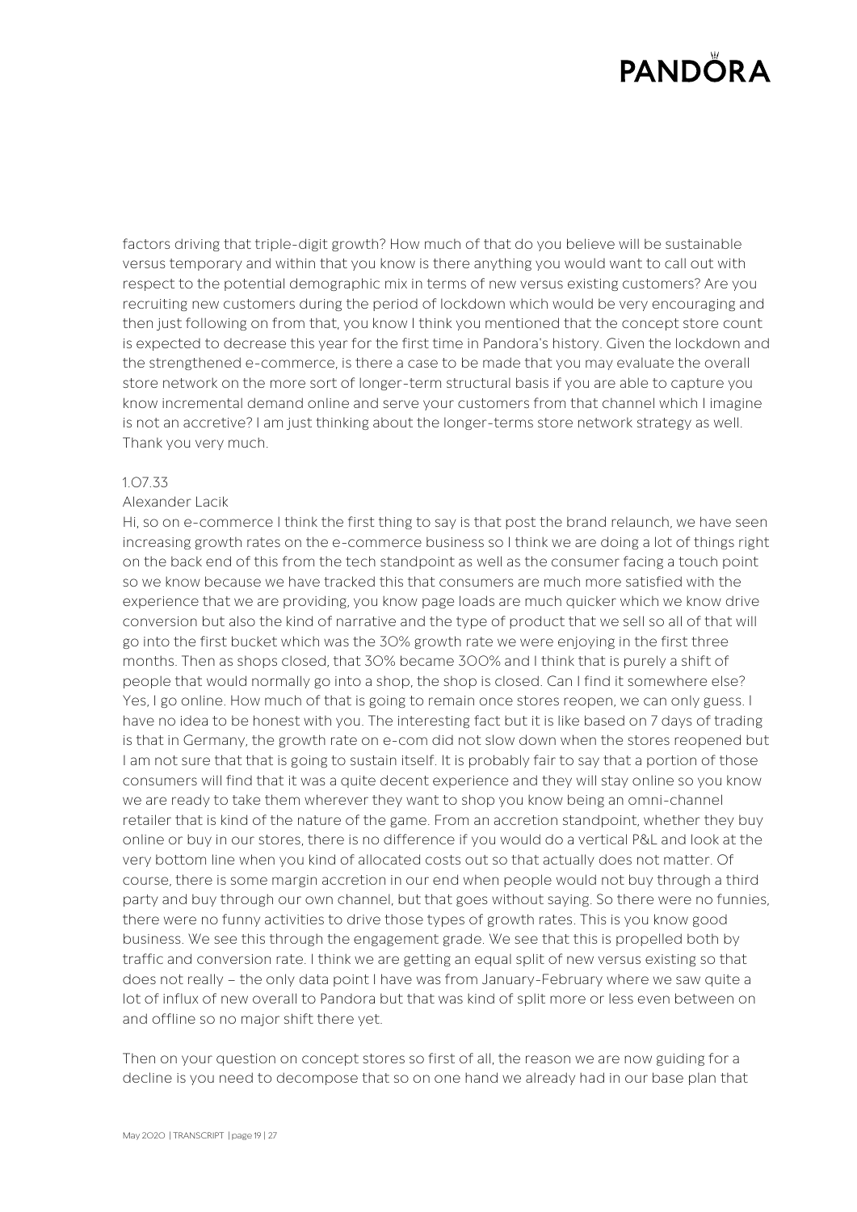factors driving that triple-digit growth? How much of that do you believe will be sustainable versus temporary and within that you know is there anything you would want to call out with respect to the potential demographic mix in terms of new versus existing customers? Are you recruiting new customers during the period of lockdown which would be very encouraging and then just following on from that, you know I think you mentioned that the concept store count is expected to decrease this year for the first time in Pandora's history. Given the lockdown and the strengthened e-commerce, is there a case to be made that you may evaluate the overall store network on the more sort of longer-term structural basis if you are able to capture you know incremental demand online and serve your customers from that channel which I imagine is not an accretive? I am just thinking about the longer-terms store network strategy as well. Thank you very much.

1.07.33

Alexander Lacik

Hi, so on e-commerce I think the first thing to say is that post the brand relaunch, we have seen increasing growth rates on the e-commerce business so I think we are doing a lot of things right on the back end of this from the tech standpoint as well as the consumer facing a touch point so we know because we have tracked this that consumers are much more satisfied with the experience that we are providing, you know page loads are much quicker which we know drive conversion but also the kind of narrative and the type of product that we sell so all of that will go into the first bucket which was the 30% growth rate we were enjoying in the first three months. Then as shops closed, that 30% became 300% and I think that is purely a shift of people that would normally go into a shop, the shop is closed. Can I find it somewhere else? Yes, I go online. How much of that is going to remain once stores reopen, we can only guess. I have no idea to be honest with you. The interesting fact but it is like based on 7 days of trading is that in Germany, the growth rate on e-com did not slow down when the stores reopened but I am not sure that that is going to sustain itself. It is probably fair to say that a portion of those consumers will find that it was a quite decent experience and they will stay online so you know we are ready to take them wherever they want to shop you know being an omni-channel retailer that is kind of the nature of the game. From an accretion standpoint, whether they buy online or buy in our stores, there is no difference if you would do a vertical P&L and look at the very bottom line when you kind of allocated costs out so that actually does not matter. Of course, there is some margin accretion in our end when people would not buy through a third party and buy through our own channel, but that goes without saying. So there were no funnies, there were no funny activities to drive those types of growth rates. This is you know good business. We see this through the engagement grade. We see that this is propelled both by traffic and conversion rate. I think we are getting an equal split of new versus existing so that does not really – the only data point I have was from January-February where we saw quite a lot of influx of new overall to Pandora but that was kind of split more or less even between on and offline so no major shift there yet.

Then on your question on concept stores so first of all, the reason we are now guiding for a decline is you need to decompose that so on one hand we already had in our base plan that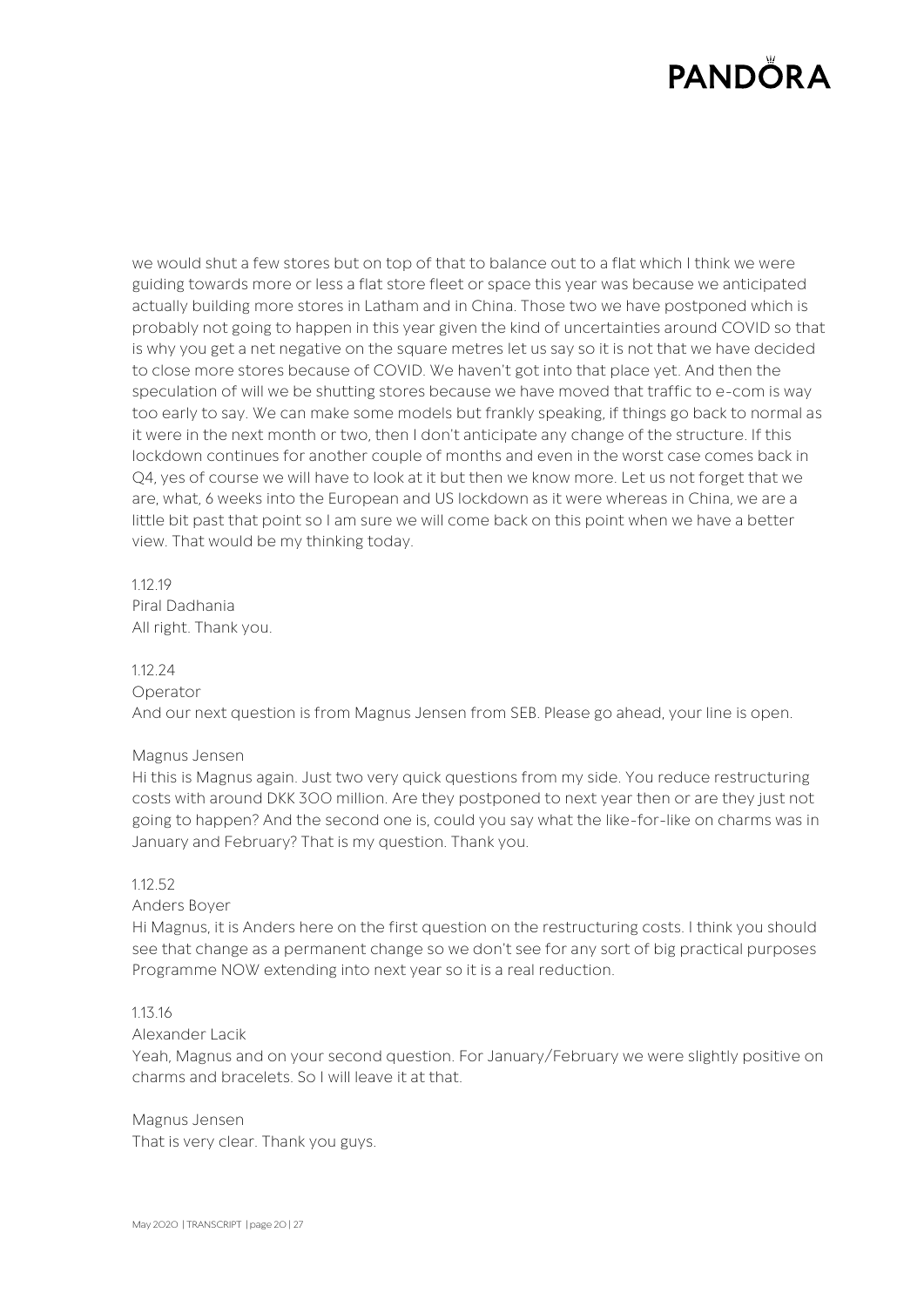we would shut a few stores but on top of that to balance out to a flat which I think we were guiding towards more or less a flat store fleet or space this year was because we anticipated actually building more stores in Latham and in China. Those two we have postponed which is probably not going to happen in this year given the kind of uncertainties around COVID so that is why you get a net negative on the square metres let us say so it is not that we have decided to close more stores because of COVID. We haven't got into that place yet. And then the speculation of will we be shutting stores because we have moved that traffic to e-com is way too early to say. We can make some models but frankly speaking, if things go back to normal as it were in the next month or two, then I don't anticipate any change of the structure. If this lockdown continues for another couple of months and even in the worst case comes back in Q4, yes of course we will have to look at it but then we know more. Let us not forget that we are, what, 6 weeks into the European and US lockdown as it were whereas in China, we are a little bit past that point so I am sure we will come back on this point when we have a better view. That would be my thinking today.

1.12.19
Piral Dadhania
All right. Thank you.

1.12.24
Operator
And our next question is from Magnus Jensen from SEB. Please go ahead, your line is open.

Magnus Jensen
Hi this is Magnus again. Just two very quick questions from my side. You reduce restructuring costs with around DKK 300 million. Are they postponed to next year then or are they just not going to happen? And the second one is, could you say what the like-for-like on charms was in January and February? That is my question. Thank you.

1.12.52
Anders Boyer
Hi Magnus, it is Anders here on the first question on the restructuring costs. I think you should see that change as a permanent change so we don't see for any sort of big practical purposes Programme NOW extending into next year so it is a real reduction.

1.13.16
Alexander Lacik
Yeah, Magnus and on your second question. For January/February we were slightly positive on charms and bracelets. So I will leave it at that.

Magnus Jensen
That is very clear. Thank you guys.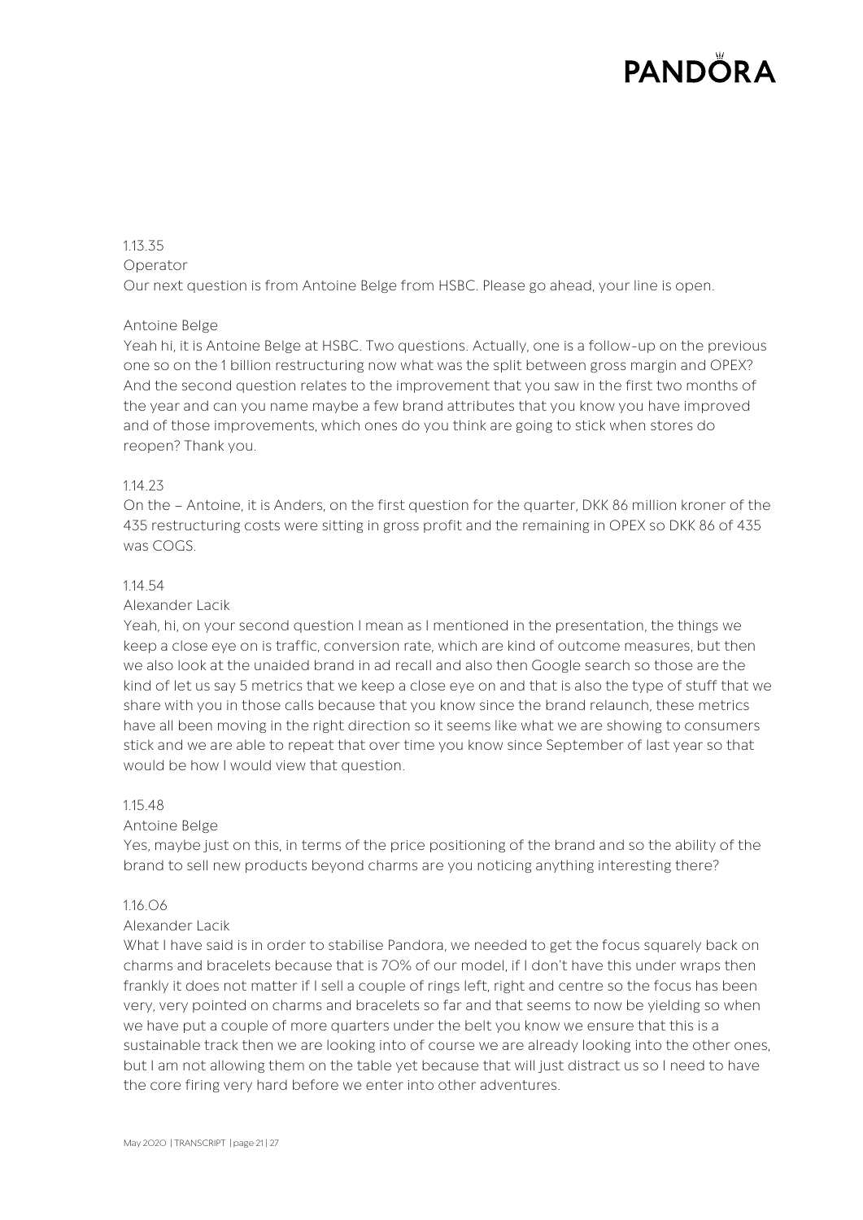1.13.35

Operator

Our next question is from Antoine Belge from HSBC. Please go ahead, your line is open.

Antoine Belge

Yeah hi, it is Antoine Belge at HSBC. Two questions. Actually, one is a follow-up on the previous one so on the 1 billion restructuring now what was the split between gross margin and OPEX? And the second question relates to the improvement that you saw in the first two months of the year and can you name maybe a few brand attributes that you know you have improved and of those improvements, which ones do you think are going to stick when stores do reopen? Thank you.

1.14.23

On the – Antoine, it is Anders, on the first question for the quarter, DKK 86 million kroner of the 435 restructuring costs were sitting in gross profit and the remaining in OPEX so DKK 86 of 435 was COGS.

1.14.54

Alexander Lacik

Yeah, hi, on your second question I mean as I mentioned in the presentation, the things we keep a close eye on is traffic, conversion rate, which are kind of outcome measures, but then we also look at the unaided brand in ad recall and also then Google search so those are the kind of let us say 5 metrics that we keep a close eye on and that is also the type of stuff that we share with you in those calls because that you know since the brand relaunch, these metrics have all been moving in the right direction so it seems like what we are showing to consumers stick and we are able to repeat that over time you know since September of last year so that would be how I would view that question.

1.15.48

Antoine Belge

Yes, maybe just on this, in terms of the price positioning of the brand and so the ability of the brand to sell new products beyond charms are you noticing anything interesting there?

1.16.06

Alexander Lacik

What I have said is in order to stabilise Pandora, we needed to get the focus squarely back on charms and bracelets because that is 70% of our model, if I don't have this under wraps then frankly it does not matter if I sell a couple of rings left, right and centre so the focus has been very, very pointed on charms and bracelets so far and that seems to now be yielding so when we have put a couple of more quarters under the belt you know we ensure that this is a sustainable track then we are looking into of course we are already looking into the other ones, but I am not allowing them on the table yet because that will just distract us so I need to have the core firing very hard before we enter into other adventures.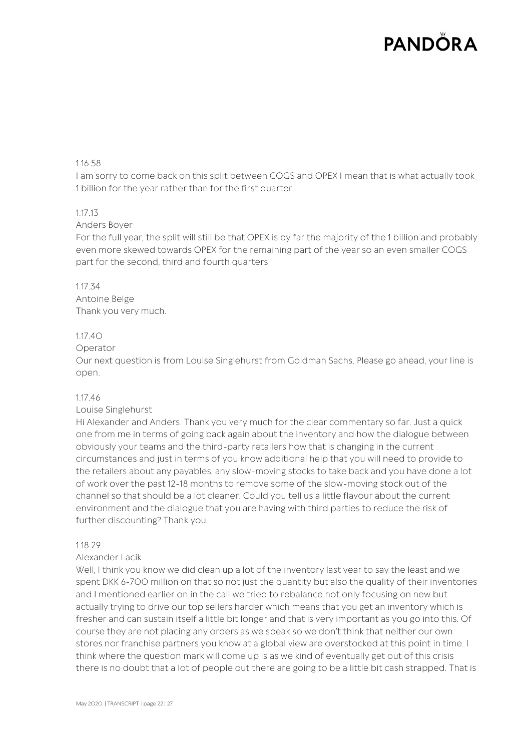1.16.58

I am sorry to come back on this split between COGS and OPEX I mean that is what actually took 1 billion for the year rather than for the first quarter.

1.17.13

Anders Boyer

For the full year, the split will still be that OPEX is by far the majority of the 1 billion and probably even more skewed towards OPEX for the remaining part of the year so an even smaller COGS part for the second, third and fourth quarters.

1.17.34

Antoine Belge

Thank you very much.

1.17.40

Operator

Our next question is from Louise Singlehurst from Goldman Sachs. Please go ahead, your line is open.

1.17.46

Louise Singlehurst

Hi Alexander and Anders. Thank you very much for the clear commentary so far. Just a quick one from me in terms of going back again about the inventory and how the dialogue between obviously your teams and the third-party retailers how that is changing in the current circumstances and just in terms of you know additional help that you will need to provide to the retailers about any payables, any slow-moving stocks to take back and you have done a lot of work over the past 12-18 months to remove some of the slow-moving stock out of the channel so that should be a lot cleaner. Could you tell us a little flavour about the current environment and the dialogue that you are having with third parties to reduce the risk of further discounting? Thank you.

1.18.29

Alexander Lacik

Well, I think you know we did clean up a lot of the inventory last year to say the least and we spent DKK 6-700 million on that so not just the quantity but also the quality of their inventories and I mentioned earlier on in the call we tried to rebalance not only focusing on new but actually trying to drive our top sellers harder which means that you get an inventory which is fresher and can sustain itself a little bit longer and that is very important as you go into this. Of course they are not placing any orders as we speak so we don't think that neither our own stores nor franchise partners you know at a global view are overstocked at this point in time. I think where the question mark will come up is as we kind of eventually get out of this crisis there is no doubt that a lot of people out there are going to be a little bit cash strapped. That is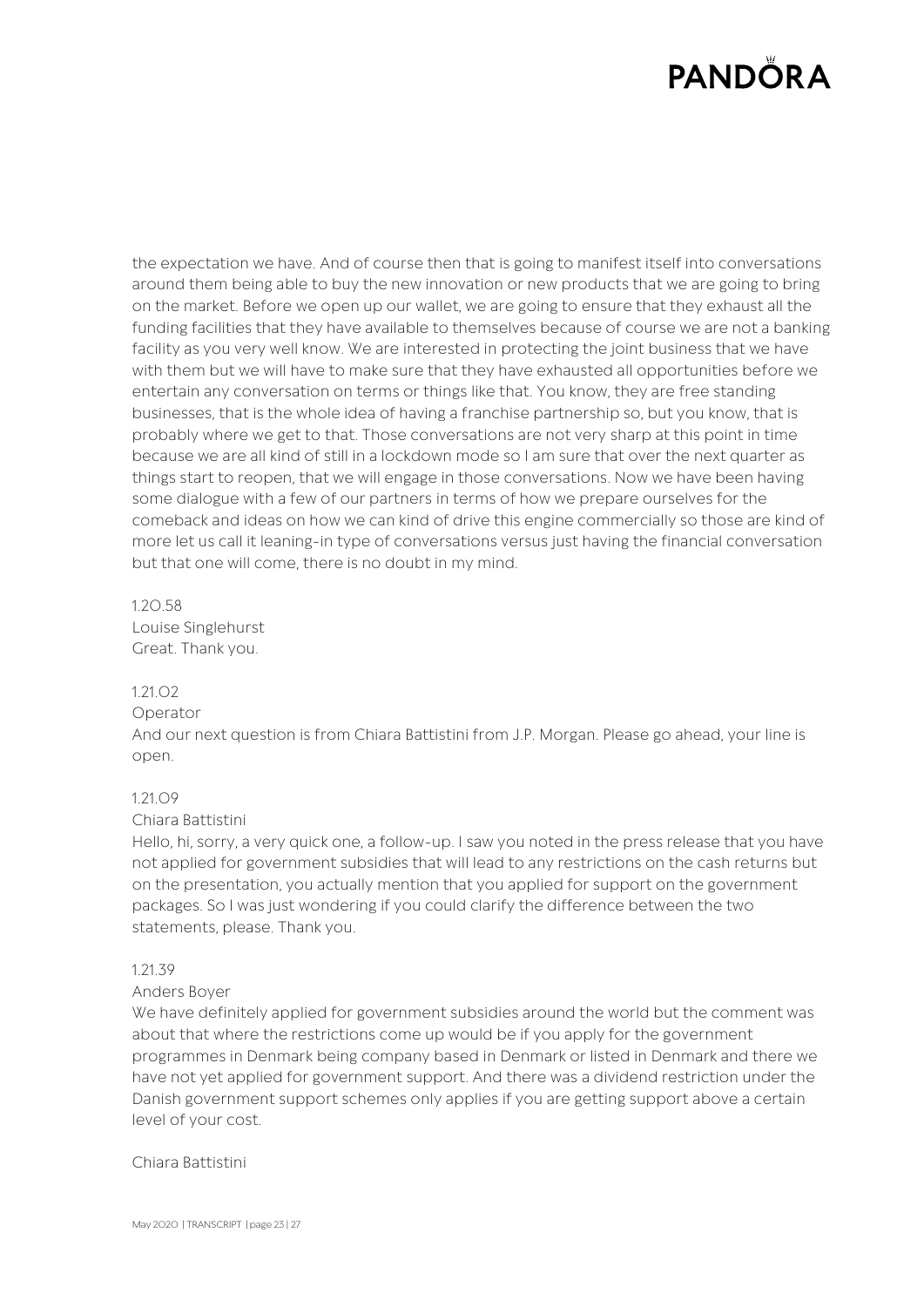the expectation we have. And of course then that is going to manifest itself into conversations around them being able to buy the new innovation or new products that we are going to bring on the market. Before we open up our wallet, we are going to ensure that they exhaust all the funding facilities that they have available to themselves because of course we are not a banking facility as you very well know. We are interested in protecting the joint business that we have with them but we will have to make sure that they have exhausted all opportunities before we entertain any conversation on terms or things like that. You know, they are free standing businesses, that is the whole idea of having a franchise partnership so, but you know, that is probably where we get to that. Those conversations are not very sharp at this point in time because we are all kind of still in a lockdown mode so I am sure that over the next quarter as things start to reopen, that we will engage in those conversations. Now we have been having some dialogue with a few of our partners in terms of how we prepare ourselves for the comeback and ideas on how we can kind of drive this engine commercially so those are kind of more let us call it leaning-in type of conversations versus just having the financial conversation but that one will come, there is no doubt in my mind.

1.20.58
Louise Singlehurst
Great. Thank you.

1.21.02
Operator
And our next question is from Chiara Battistini from J.P. Morgan. Please go ahead, your line is open.

1.21.09
Chiara Battistini
Hello, hi, sorry, a very quick one, a follow-up. I saw you noted in the press release that you have not applied for government subsidies that will lead to any restrictions on the cash returns but on the presentation, you actually mention that you applied for support on the government packages. So I was just wondering if you could clarify the difference between the two statements, please. Thank you.

1.21.39
Anders Boyer
We have definitely applied for government subsidies around the world but the comment was about that where the restrictions come up would be if you apply for the government programmes in Denmark being company based in Denmark or listed in Denmark and there we have not yet applied for government support. And there was a dividend restriction under the Danish government support schemes only applies if you are getting support above a certain level of your cost.

Chiara Battistini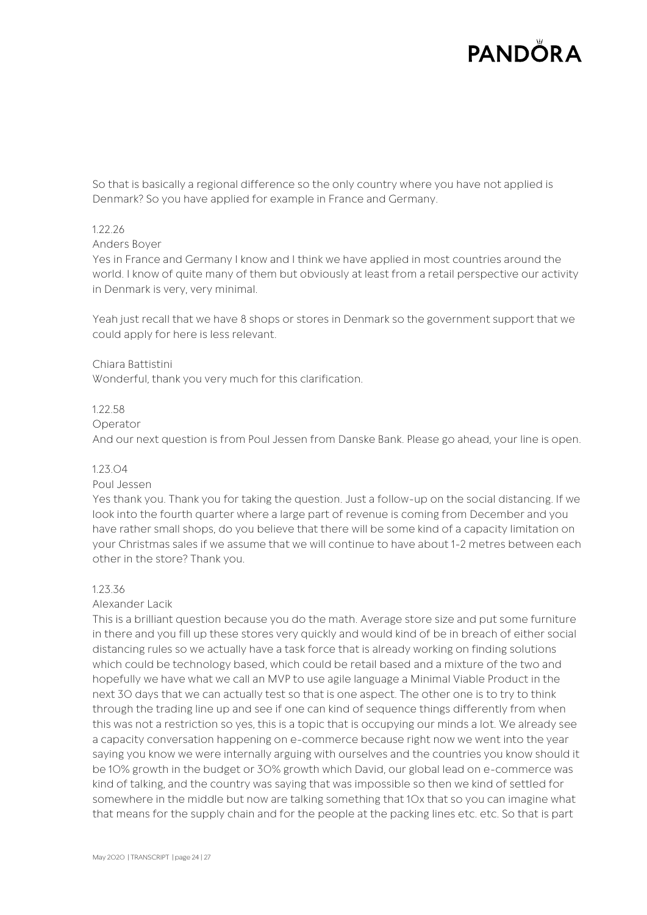So that is basically a regional difference so the only country where you have not applied is Denmark? So you have applied for example in France and Germany.

1.22.26

Anders Boyer

Yes in France and Germany I know and I think we have applied in most countries around the world. I know of quite many of them but obviously at least from a retail perspective our activity in Denmark is very, very minimal.

Yeah just recall that we have 8 shops or stores in Denmark so the government support that we could apply for here is less relevant.

Chiara Battistini

Wonderful, thank you very much for this clarification.

1.22.58

Operator

And our next question is from Poul Jessen from Danske Bank. Please go ahead, your line is open.

1.23.04

Poul Jessen

Yes thank you. Thank you for taking the question. Just a follow-up on the social distancing. If we look into the fourth quarter where a large part of revenue is coming from December and you have rather small shops, do you believe that there will be some kind of a capacity limitation on your Christmas sales if we assume that we will continue to have about 1-2 metres between each other in the store? Thank you.

1.23.36

Alexander Lacik

This is a brilliant question because you do the math. Average store size and put some furniture in there and you fill up these stores very quickly and would kind of be in breach of either social distancing rules so we actually have a task force that is already working on finding solutions which could be technology based, which could be retail based and a mixture of the two and hopefully we have what we call an MVP to use agile language a Minimal Viable Product in the next 30 days that we can actually test so that is one aspect. The other one is to try to think through the trading line up and see if one can kind of sequence things differently from when this was not a restriction so yes, this is a topic that is occupying our minds a lot. We already see a capacity conversation happening on e-commerce because right now we went into the year saying you know we were internally arguing with ourselves and the countries you know should it be 10% growth in the budget or 30% growth which David, our global lead on e-commerce was kind of talking, and the country was saying that was impossible so then we kind of settled for somewhere in the middle but now are talking something that 10x that so you can imagine what that means for the supply chain and for the people at the packing lines etc. etc. So that is part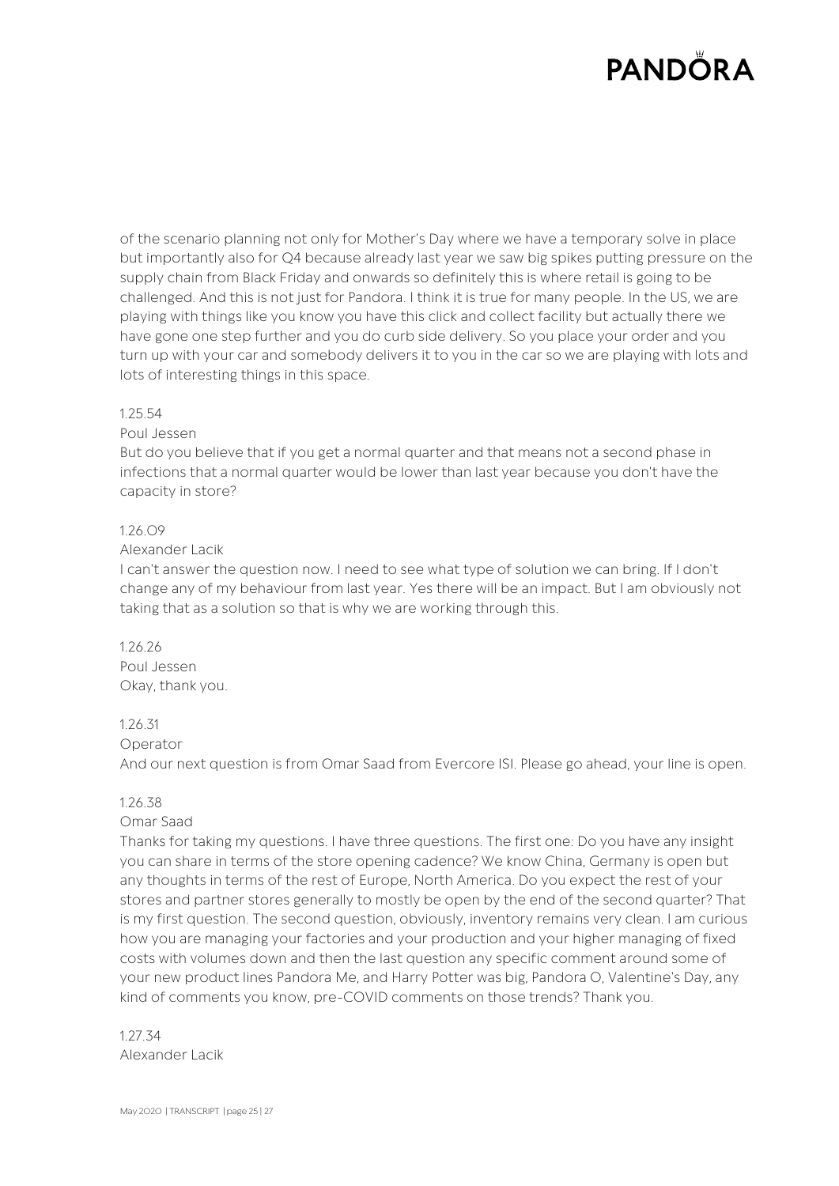of the scenario planning not only for Mother's Day where we have a temporary solve in place but importantly also for Q4 because already last year we saw big spikes putting pressure on the supply chain from Black Friday and onwards so definitely this is where retail is going to be challenged. And this is not just for Pandora. I think it is true for many people. In the US, we are playing with things like you know you have this click and collect facility but actually there we have gone one step further and you do curb side delivery. So you place your order and you turn up with your car and somebody delivers it to you in the car so we are playing with lots and lots of interesting things in this space.

1.25.54
Poul Jessen
But do you believe that if you get a normal quarter and that means not a second phase in infections that a normal quarter would be lower than last year because you don't have the capacity in store?

1.26.09
Alexander Lacik
I can't answer the question now. I need to see what type of solution we can bring. If I don't change any of my behaviour from last year. Yes there will be an impact. But I am obviously not taking that as a solution so that is why we are working through this.

1.26.26
Poul Jessen
Okay, thank you.

1.26.31
Operator
And our next question is from Omar Saad from Evercore ISI. Please go ahead, your line is open.

1.26.38
Omar Saad
Thanks for taking my questions. I have three questions. The first one: Do you have any insight you can share in terms of the store opening cadence? We know China, Germany is open but any thoughts in terms of the rest of Europe, North America. Do you expect the rest of your stores and partner stores generally to mostly be open by the end of the second quarter? That is my first question. The second question, obviously, inventory remains very clean. I am curious how you are managing your factories and your production and your higher managing of fixed costs with volumes down and then the last question any specific comment around some of your new product lines Pandora Me, and Harry Potter was big, Pandora O, Valentine's Day, any kind of comments you know, pre-COVID comments on those trends? Thank you.

1.27.34
Alexander Lacik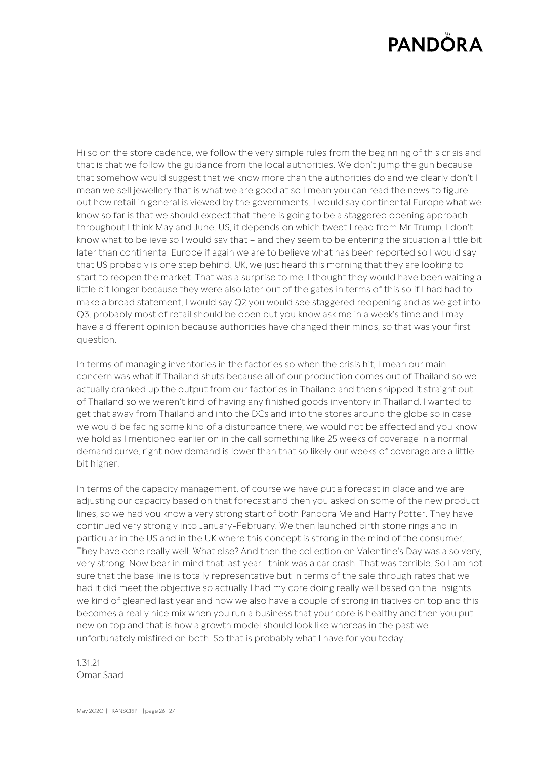Hi so on the store cadence, we follow the very simple rules from the beginning of this crisis and that is that we follow the guidance from the local authorities. We don't jump the gun because that somehow would suggest that we know more than the authorities do and we clearly don't I mean we sell jewellery that is what we are good at so I mean you can read the news to figure out how retail in general is viewed by the governments. I would say continental Europe what we know so far is that we should expect that there is going to be a staggered opening approach throughout I think May and June. US, it depends on which tweet I read from Mr Trump. I don't know what to believe so I would say that – and they seem to be entering the situation a little bit later than continental Europe if again we are to believe what has been reported so I would say that US probably is one step behind. UK, we just heard this morning that they are looking to start to reopen the market. That was a surprise to me. I thought they would have been waiting a little bit longer because they were also later out of the gates in terms of this so if I had had to make a broad statement, I would say Q2 you would see staggered reopening and as we get into Q3, probably most of retail should be open but you know ask me in a week's time and I may have a different opinion because authorities have changed their minds, so that was your first question.

In terms of managing inventories in the factories so when the crisis hit, I mean our main concern was what if Thailand shuts because all of our production comes out of Thailand so we actually cranked up the output from our factories in Thailand and then shipped it straight out of Thailand so we weren't kind of having any finished goods inventory in Thailand. I wanted to get that away from Thailand and into the DCs and into the stores around the globe so in case we would be facing some kind of a disturbance there, we would not be affected and you know we hold as I mentioned earlier on in the call something like 25 weeks of coverage in a normal demand curve, right now demand is lower than that so likely our weeks of coverage are a little bit higher.

In terms of the capacity management, of course we have put a forecast in place and we are adjusting our capacity based on that forecast and then you asked on some of the new product lines, so we had you know a very strong start of both Pandora Me and Harry Potter. They have continued very strongly into January-February. We then launched birth stone rings and in particular in the US and in the UK where this concept is strong in the mind of the consumer. They have done really well. What else? And then the collection on Valentine's Day was also very, very strong. Now bear in mind that last year I think was a car crash. That was terrible. So I am not sure that the base line is totally representative but in terms of the sale through rates that we had it did meet the objective so actually I had my core doing really well based on the insights we kind of gleaned last year and now we also have a couple of strong initiatives on top and this becomes a really nice mix when you run a business that your core is healthy and then you put new on top and that is how a growth model should look like whereas in the past we unfortunately misfired on both. So that is probably what I have for you today.

1.31.21
Omar Saad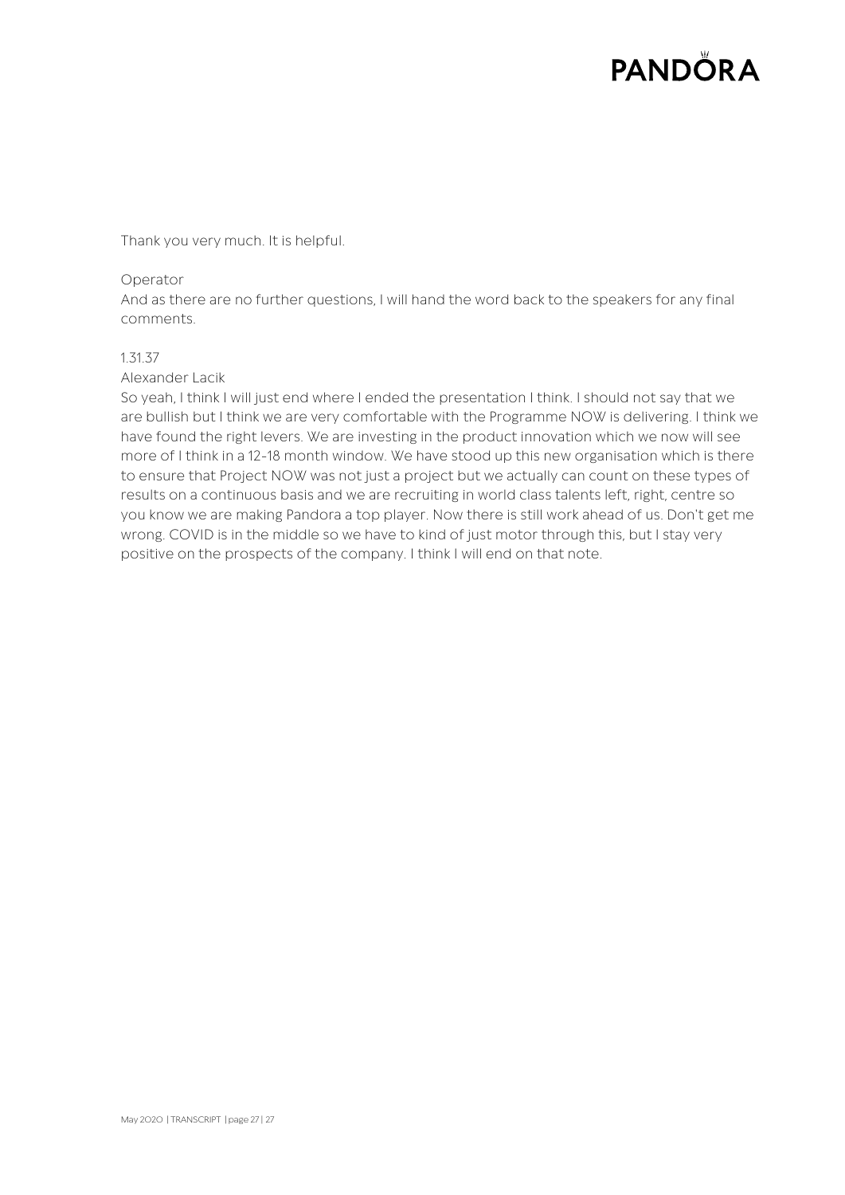Thank you very much. It is helpful.

Operator

And as there are no further questions, I will hand the word back to the speakers for any final comments.

1.31.37

Alexander Lacik

So yeah, I think I will just end where I ended the presentation I think. I should not say that we are bullish but I think we are very comfortable with the Programme NOW is delivering. I think we have found the right levers. We are investing in the product innovation which we now will see more of I think in a 12-18 month window. We have stood up this new organisation which is there to ensure that Project NOW was not just a project but we actually can count on these types of results on a continuous basis and we are recruiting in world class talents left, right, centre so you know we are making Pandora a top player. Now there is still work ahead of us. Don't get me wrong. COVID is in the middle so we have to kind of just motor through this, but I stay very positive on the prospects of the company. I think I will end on that note.